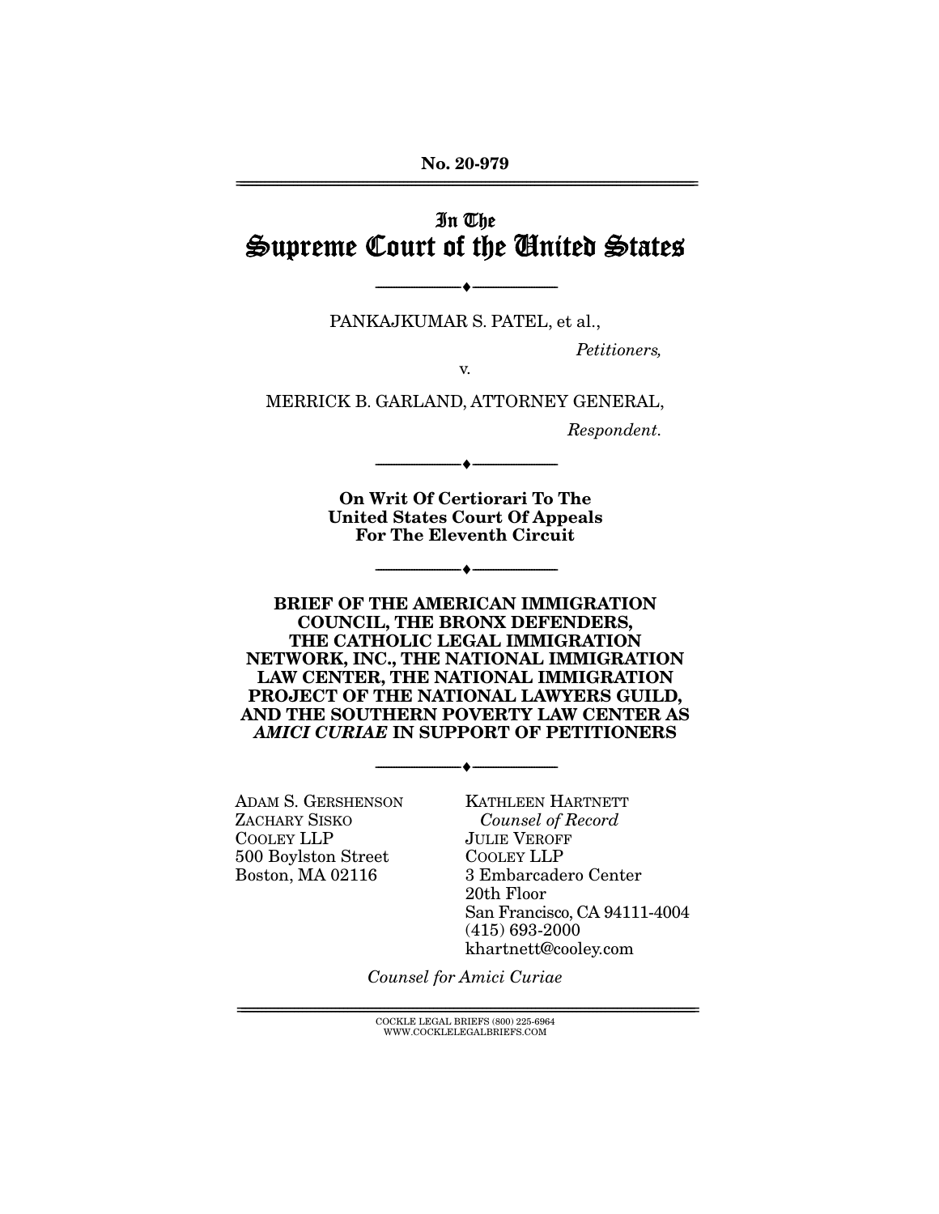No. 20-979

# In The Supreme Court of the United States

---

PANKAJKUMAR S. PATEL, et al.,

*Petitioners,*

v.

MERRICK B. GARLAND, ATTORNEY GENERAL,

*Respondent.*

---

**On Writ Of Certiorari To The United States Court Of Appeals For The Eleventh Circuit**

---

**BRIEF OF THE AMERICAN IMMIGRATION COUNCIL, THE BRONX DEFENDERS, THE CATHOLIC LEGAL IMMIGRATION NETWORK, INC., THE NATIONAL IMMIGRATION LAW CENTER, THE NATIONAL IMMIGRATION PROJECT OF THE NATIONAL LAWYERS GUILD, AND THE SOUTHERN POVERTY LAW CENTER AS *AMICI CURIAE* IN SUPPORT OF PETITIONERS**

---

ADAM S. GERSHENSON
ZACHARY SISKO
COOLEY LLP
500 Boylston Street
Boston, MA 02116

KATHLEEN HARTNETT
*Counsel of Record*
JULIE VEROFF
COOLEY LLP
3 Embarcadero Center
20th Floor
San Francisco, CA 94111-4004
(415) 693-2000
khartnett@cooley.com

*Counsel for Amici Curiae*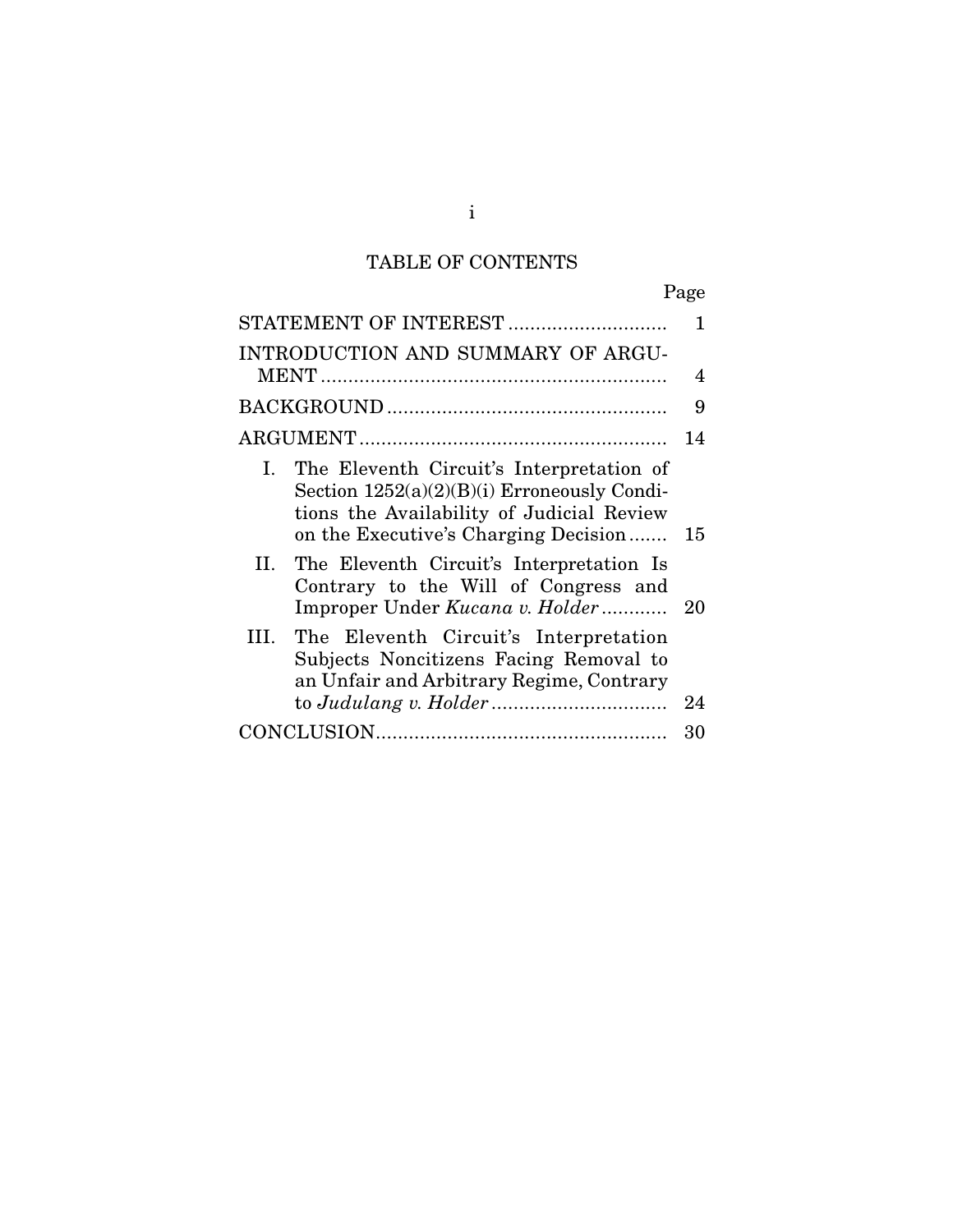# TABLE OF CONTENTS

| | Page |
|---|---|
| STATEMENT OF INTEREST | 1 |
| INTRODUCTION AND SUMMARY OF ARGUMENT | 4 |
| BACKGROUND | 9 |
| ARGUMENT | 14 |
| I. The Eleventh Circuit's Interpretation of Section 1252(a)(2)(B)(i) Erroneously Conditions the Availability of Judicial Review on the Executive's Charging Decision | 15 |
| II. The Eleventh Circuit's Interpretation Is Contrary to the Will of Congress and Improper Under *Kucana v. Holder* | 20 |
| III. The Eleventh Circuit's Interpretation Subjects Noncitizens Facing Removal to an Unfair and Arbitrary Regime, Contrary to *Judulang v. Holder* | 24 |
| CONCLUSION | 30 |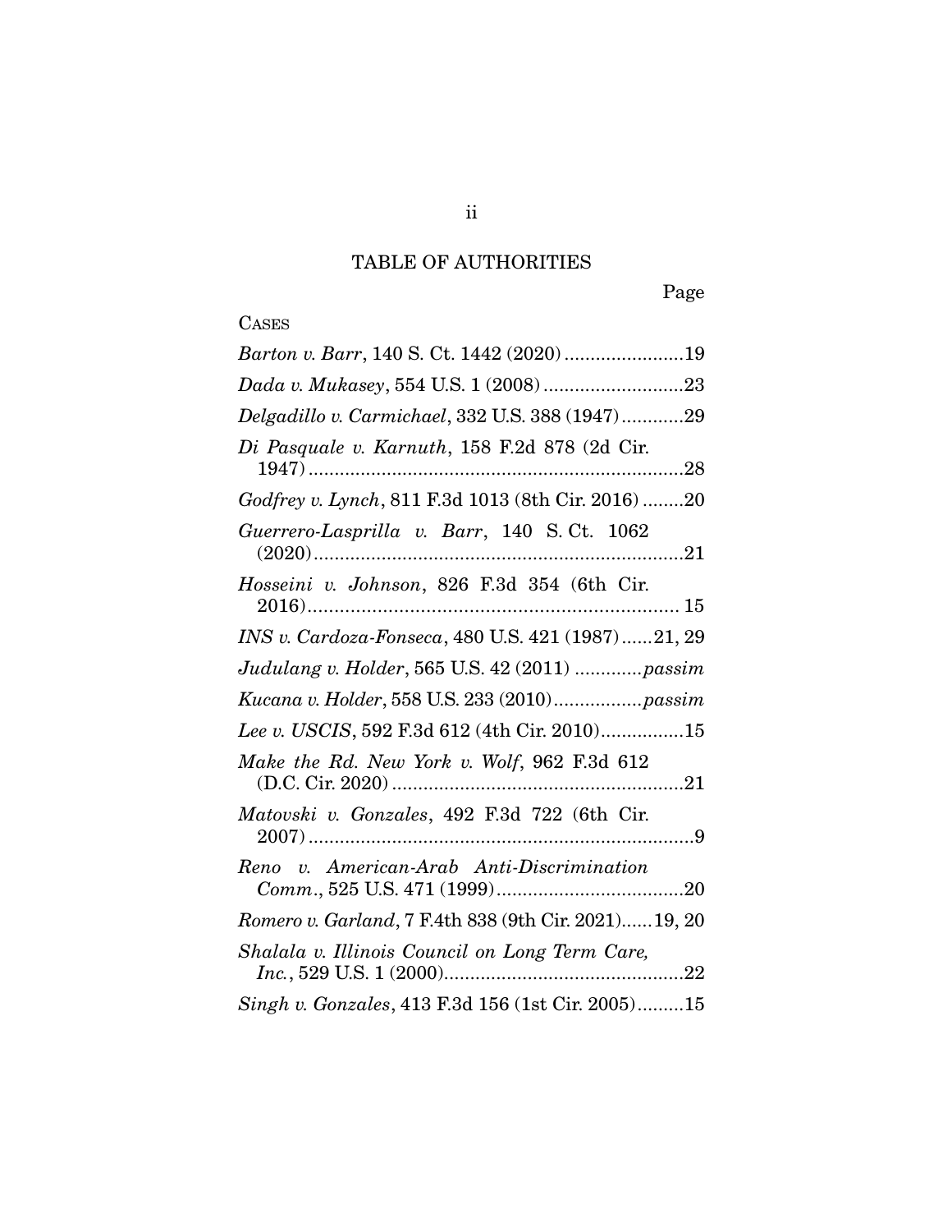# TABLE OF AUTHORITIES

Page

CASES

*Barton v. Barr*, 140 S. Ct. 1442 (2020) .......................19

*Dada v. Mukasey*, 554 U.S. 1 (2008) ...........................23

*Delgadillo v. Carmichael*, 332 U.S. 388 (1947) ............29

*Di Pasquale v. Karnuth*, 158 F.2d 878 (2d Cir. 1947) ........................................................................28

*Godfrey v. Lynch*, 811 F.3d 1013 (8th Cir. 2016) ........20

*Guerrero-Lasprilla v. Barr*, 140 S. Ct. 1062 (2020) .......................................................................21

*Hosseini v. Johnson*, 826 F.3d 354 (6th Cir. 2016) ...................................................................... 15

*INS v. Cardoza-Fonseca*, 480 U.S. 421 (1987) ......21, 29

*Judulang v. Holder*, 565 U.S. 42 (2011) .............*passim*

*Kucana v. Holder*, 558 U.S. 233 (2010) .................*passim*

*Lee v. USCIS*, 592 F.3d 612 (4th Cir. 2010) ................15

*Make the Rd. New York v. Wolf*, 962 F.3d 612 (D.C. Cir. 2020) ........................................................21

*Matovski v. Gonzales*, 492 F.3d 722 (6th Cir. 2007) ..........................................................................9

*Reno v. American-Arab Anti-Discrimination Comm.*, 525 U.S. 471 (1999) ....................................20

*Romero v. Garland*, 7 F.4th 838 (9th Cir. 2021) ......19, 20

*Shalala v. Illinois Council on Long Term Care, Inc.*, 529 U.S. 1 (2000) ..............................................22

*Singh v. Gonzales*, 413 F.3d 156 (1st Cir. 2005) .........15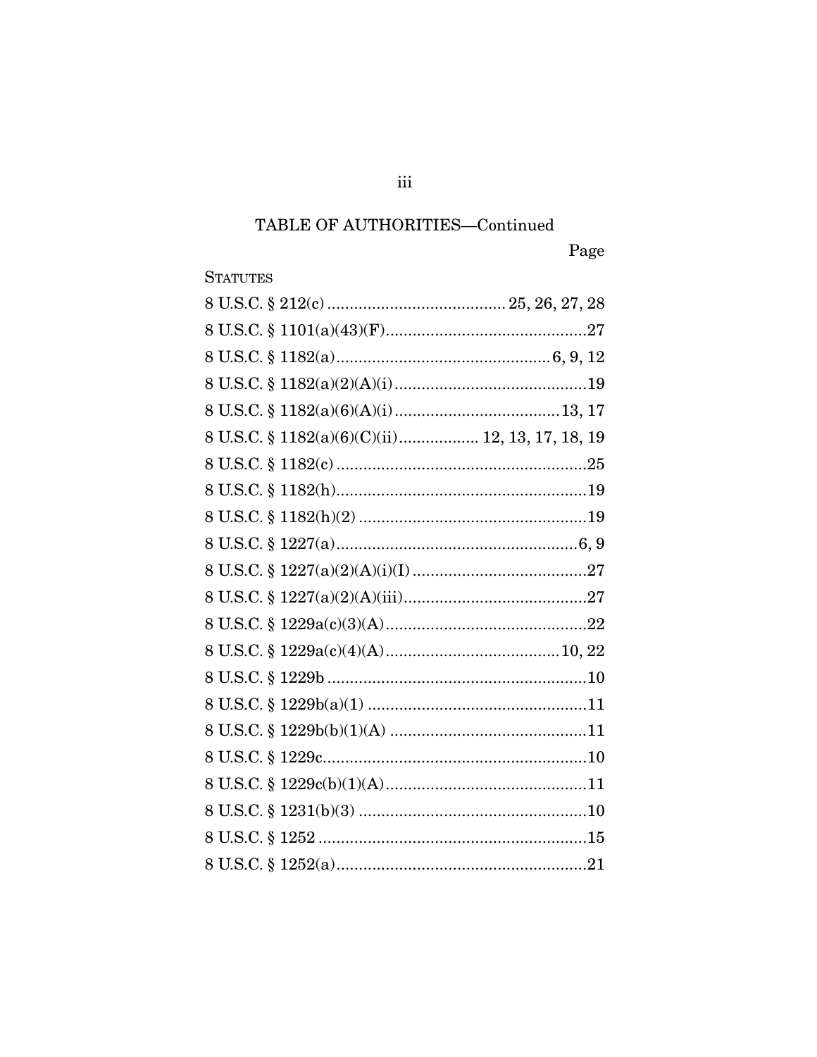TABLE OF AUTHORITIES—Continued

| | Page |
|---|---|
| **STATUTES** | |
| 8 U.S.C. § 212(c) | 25, 26, 27, 28 |
| 8 U.S.C. § 1101(a)(43)(F) | 27 |
| 8 U.S.C. § 1182(a) | 6, 9, 12 |
| 8 U.S.C. § 1182(a)(2)(A)(i) | 19 |
| 8 U.S.C. § 1182(a)(6)(A)(i) | 13, 17 |
| 8 U.S.C. § 1182(a)(6)(C)(ii) | 12, 13, 17, 18, 19 |
| 8 U.S.C. § 1182(c) | 25 |
| 8 U.S.C. § 1182(h) | 19 |
| 8 U.S.C. § 1182(h)(2) | 19 |
| 8 U.S.C. § 1227(a) | 6, 9 |
| 8 U.S.C. § 1227(a)(2)(A)(i)(I) | 27 |
| 8 U.S.C. § 1227(a)(2)(A)(iii) | 27 |
| 8 U.S.C. § 1229a(c)(3)(A) | 22 |
| 8 U.S.C. § 1229a(c)(4)(A) | 10, 22 |
| 8 U.S.C. § 1229b | 10 |
| 8 U.S.C. § 1229b(a)(1) | 11 |
| 8 U.S.C. § 1229b(b)(1)(A) | 11 |
| 8 U.S.C. § 1229c | 10 |
| 8 U.S.C. § 1229c(b)(1)(A) | 11 |
| 8 U.S.C. § 1231(b)(3) | 10 |
| 8 U.S.C. § 1252 | 15 |
| 8 U.S.C. § 1252(a) | 21 |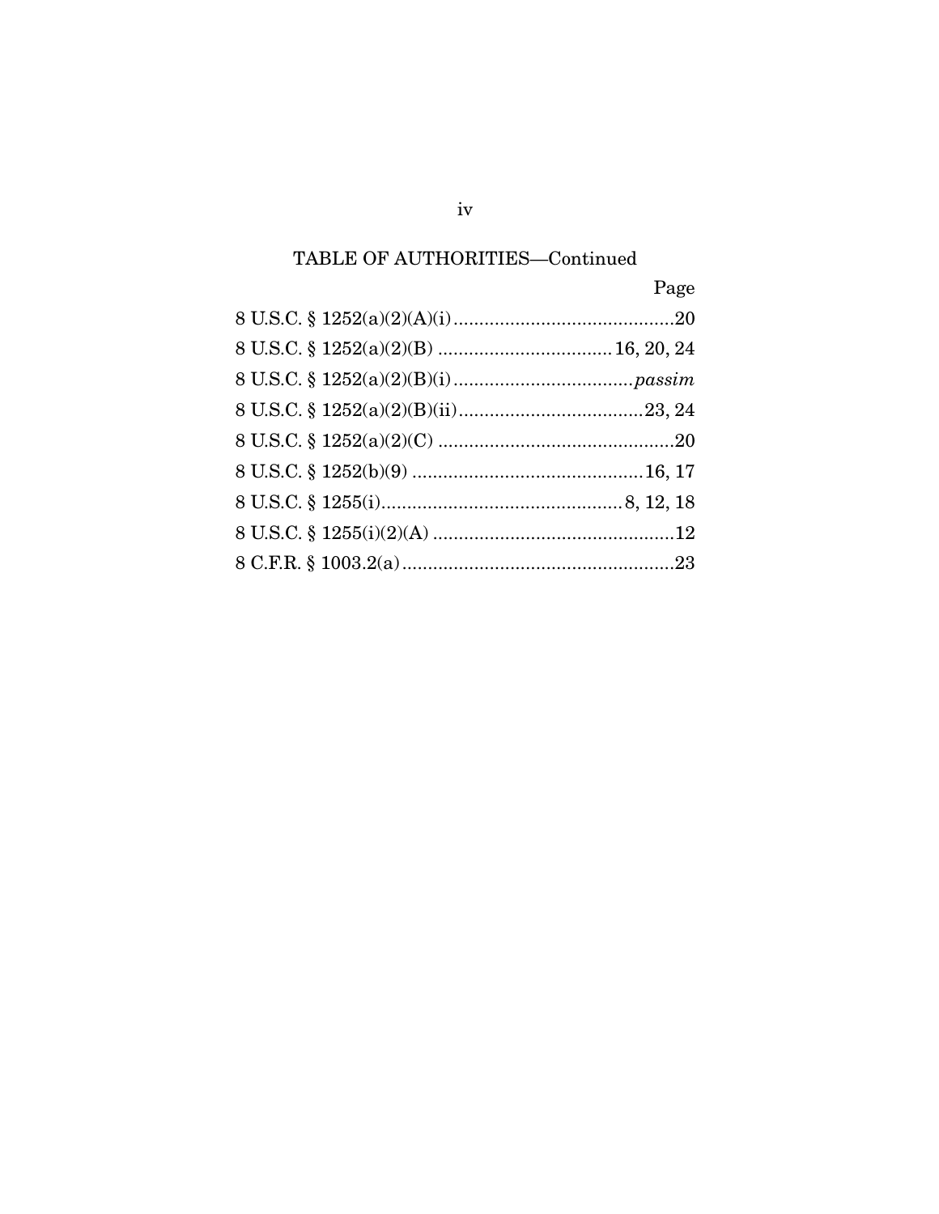TABLE OF AUTHORITIES—Continued

| | Page |
|---|---|
| 8 U.S.C. § 1252(a)(2)(A)(i) | 20 |
| 8 U.S.C. § 1252(a)(2)(B) | 16, 20, 24 |
| 8 U.S.C. § 1252(a)(2)(B)(i) | *passim* |
| 8 U.S.C. § 1252(a)(2)(B)(ii) | 23, 24 |
| 8 U.S.C. § 1252(a)(2)(C) | 20 |
| 8 U.S.C. § 1252(b)(9) | 16, 17 |
| 8 U.S.C. § 1255(i) | 8, 12, 18 |
| 8 U.S.C. § 1255(i)(2)(A) | 12 |
| 8 C.F.R. § 1003.2(a) | 23 |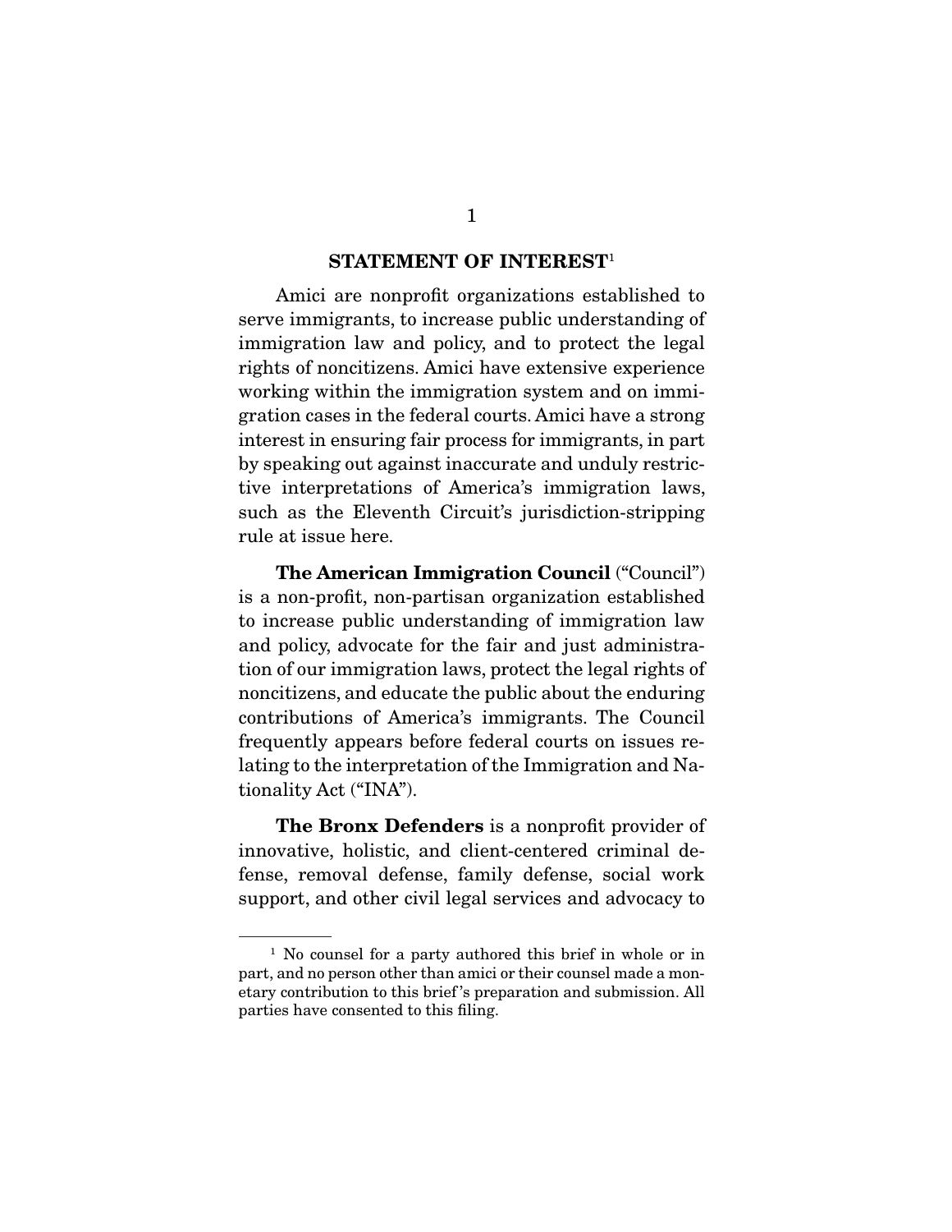## STATEMENT OF INTEREST[1]

Amici are nonprofit organizations established to serve immigrants, to increase public understanding of immigration law and policy, and to protect the legal rights of noncitizens. Amici have extensive experience working within the immigration system and on immigration cases in the federal courts. Amici have a strong interest in ensuring fair process for immigrants, in part by speaking out against inaccurate and unduly restrictive interpretations of America's immigration laws, such as the Eleventh Circuit's jurisdiction-stripping rule at issue here.

**The American Immigration Council** ("Council") is a non-profit, non-partisan organization established to increase public understanding of immigration law and policy, advocate for the fair and just administration of our immigration laws, protect the legal rights of noncitizens, and educate the public about the enduring contributions of America's immigrants. The Council frequently appears before federal courts on issues relating to the interpretation of the Immigration and Nationality Act ("INA").

**The Bronx Defenders** is a nonprofit provider of innovative, holistic, and client-centered criminal defense, removal defense, family defense, social work support, and other civil legal services and advocacy to

---

[1] No counsel for a party authored this brief in whole or in part, and no person other than amici or their counsel made a monetary contribution to this brief's preparation and submission. All parties have consented to this filing.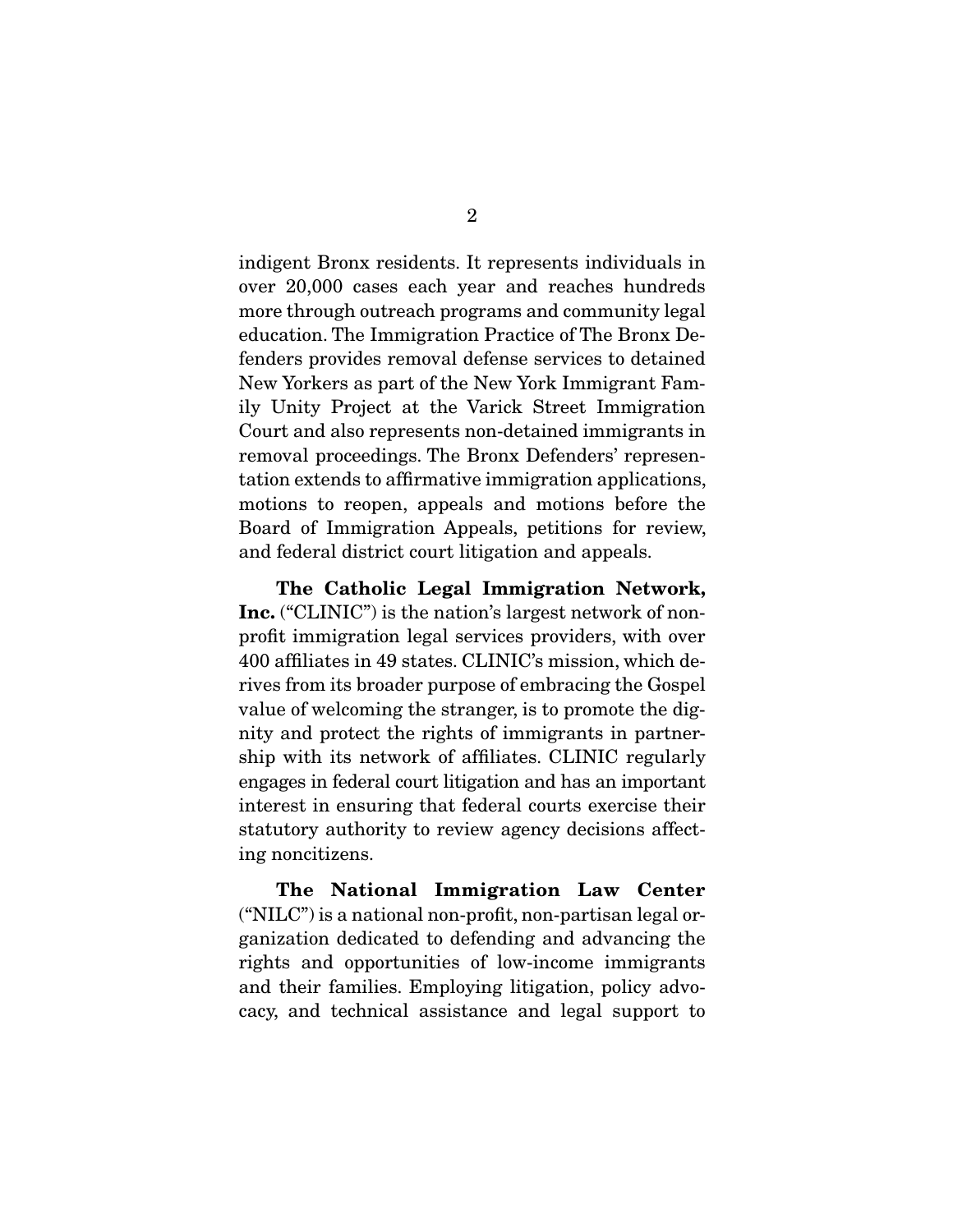indigent Bronx residents. It represents individuals in over 20,000 cases each year and reaches hundreds more through outreach programs and community legal education. The Immigration Practice of The Bronx Defenders provides removal defense services to detained New Yorkers as part of the New York Immigrant Family Unity Project at the Varick Street Immigration Court and also represents non-detained immigrants in removal proceedings. The Bronx Defenders' representation extends to affirmative immigration applications, motions to reopen, appeals and motions before the Board of Immigration Appeals, petitions for review, and federal district court litigation and appeals.

**The Catholic Legal Immigration Network, Inc.** ("CLINIC") is the nation's largest network of nonprofit immigration legal services providers, with over 400 affiliates in 49 states. CLINIC's mission, which derives from its broader purpose of embracing the Gospel value of welcoming the stranger, is to promote the dignity and protect the rights of immigrants in partnership with its network of affiliates. CLINIC regularly engages in federal court litigation and has an important interest in ensuring that federal courts exercise their statutory authority to review agency decisions affecting noncitizens.

**The National Immigration Law Center** ("NILC") is a national non-profit, non-partisan legal organization dedicated to defending and advancing the rights and opportunities of low-income immigrants and their families. Employing litigation, policy advocacy, and technical assistance and legal support to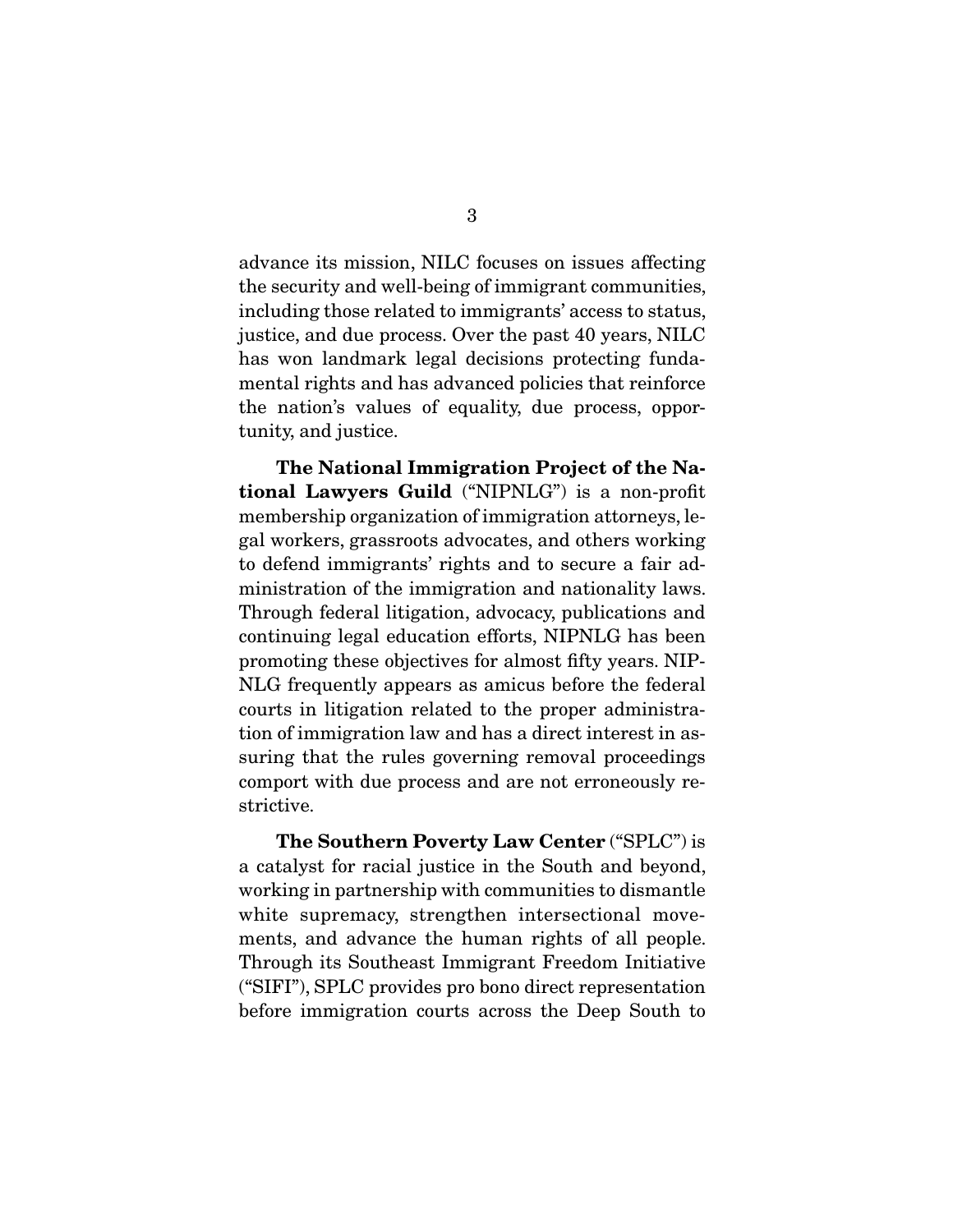advance its mission, NILC focuses on issues affecting the security and well-being of immigrant communities, including those related to immigrants' access to status, justice, and due process. Over the past 40 years, NILC has won landmark legal decisions protecting fundamental rights and has advanced policies that reinforce the nation's values of equality, due process, opportunity, and justice.

**The National Immigration Project of the National Lawyers Guild** ("NIPNLG") is a non-profit membership organization of immigration attorneys, legal workers, grassroots advocates, and others working to defend immigrants' rights and to secure a fair administration of the immigration and nationality laws. Through federal litigation, advocacy, publications and continuing legal education efforts, NIPNLG has been promoting these objectives for almost fifty years. NIPNLG frequently appears as amicus before the federal courts in litigation related to the proper administration of immigration law and has a direct interest in assuring that the rules governing removal proceedings comport with due process and are not erroneously restrictive.

**The Southern Poverty Law Center** ("SPLC") is a catalyst for racial justice in the South and beyond, working in partnership with communities to dismantle white supremacy, strengthen intersectional movements, and advance the human rights of all people. Through its Southeast Immigrant Freedom Initiative ("SIFI"), SPLC provides pro bono direct representation before immigration courts across the Deep South to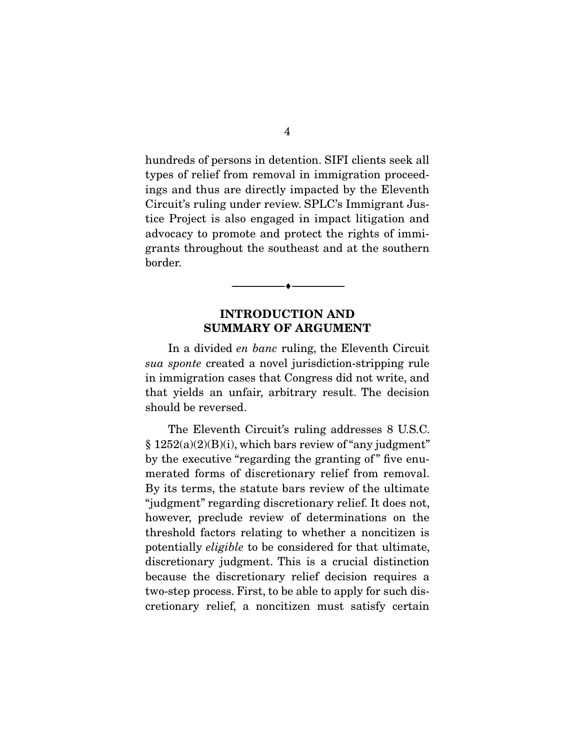hundreds of persons in detention. SIFI clients seek all types of relief from removal in immigration proceedings and thus are directly impacted by the Eleventh Circuit's ruling under review. SPLC's Immigrant Justice Project is also engaged in impact litigation and advocacy to promote and protect the rights of immigrants throughout the southeast and at the southern border.

## INTRODUCTION AND SUMMARY OF ARGUMENT

In a divided *en banc* ruling, the Eleventh Circuit *sua sponte* created a novel jurisdiction-stripping rule in immigration cases that Congress did not write, and that yields an unfair, arbitrary result. The decision should be reversed.

The Eleventh Circuit's ruling addresses 8 U.S.C. § 1252(a)(2)(B)(i), which bars review of "any judgment" by the executive "regarding the granting of" five enumerated forms of discretionary relief from removal. By its terms, the statute bars review of the ultimate "judgment" regarding discretionary relief. It does not, however, preclude review of determinations on the threshold factors relating to whether a noncitizen is potentially *eligible* to be considered for that ultimate, discretionary judgment. This is a crucial distinction because the discretionary relief decision requires a two-step process. First, to be able to apply for such discretionary relief, a noncitizen must satisfy certain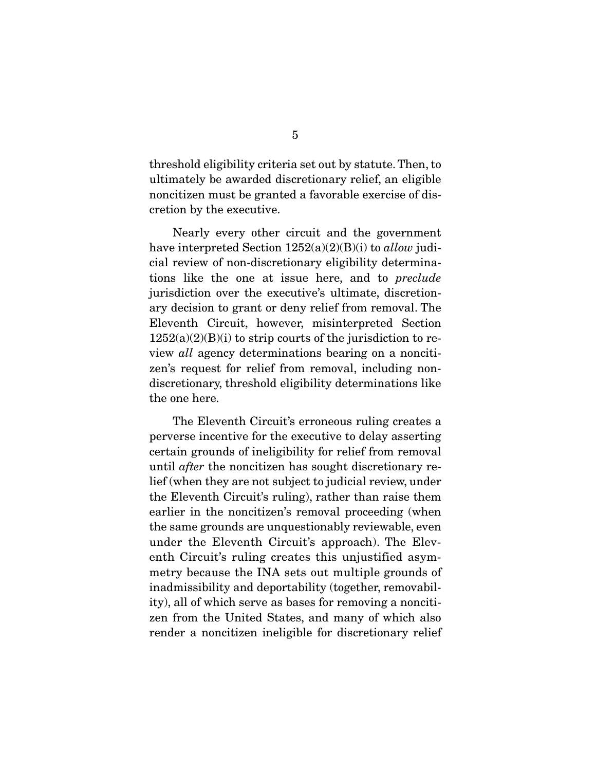threshold eligibility criteria set out by statute. Then, to ultimately be awarded discretionary relief, an eligible noncitizen must be granted a favorable exercise of discretion by the executive.

Nearly every other circuit and the government have interpreted Section 1252(a)(2)(B)(i) to *allow* judicial review of non-discretionary eligibility determinations like the one at issue here, and to *preclude* jurisdiction over the executive's ultimate, discretionary decision to grant or deny relief from removal. The Eleventh Circuit, however, misinterpreted Section 1252(a)(2)(B)(i) to strip courts of the jurisdiction to review *all* agency determinations bearing on a noncitizen's request for relief from removal, including non-discretionary, threshold eligibility determinations like the one here.

The Eleventh Circuit's erroneous ruling creates a perverse incentive for the executive to delay asserting certain grounds of ineligibility for relief from removal until *after* the noncitizen has sought discretionary relief (when they are not subject to judicial review, under the Eleventh Circuit's ruling), rather than raise them earlier in the noncitizen's removal proceeding (when the same grounds are unquestionably reviewable, even under the Eleventh Circuit's approach). The Eleventh Circuit's ruling creates this unjustified asymmetry because the INA sets out multiple grounds of inadmissibility and deportability (together, removability), all of which serve as bases for removing a noncitizen from the United States, and many of which also render a noncitizen ineligible for discretionary relief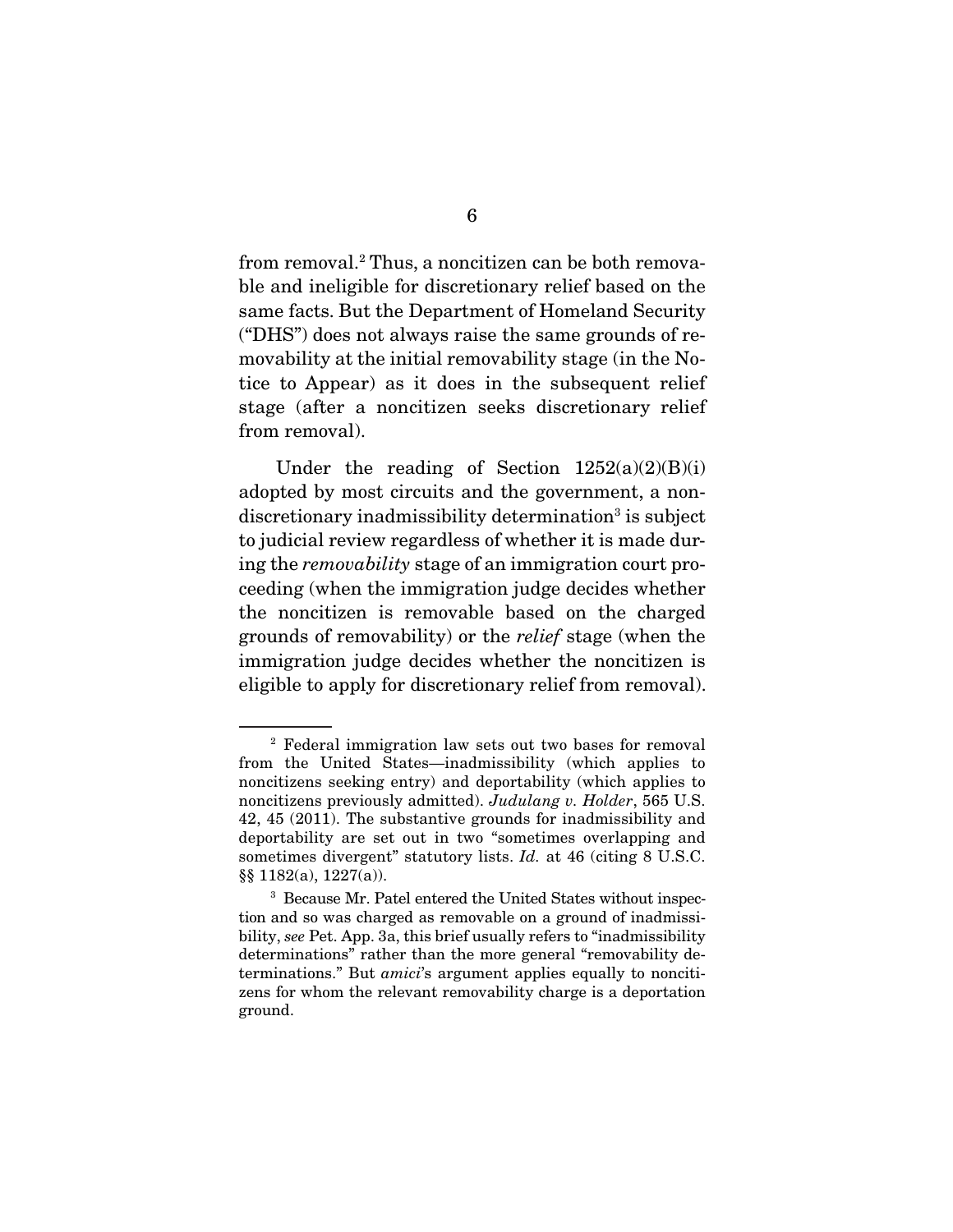from removal.[2] Thus, a noncitizen can be both removable and ineligible for discretionary relief based on the same facts. But the Department of Homeland Security ("DHS") does not always raise the same grounds of removability at the initial removability stage (in the Notice to Appear) as it does in the subsequent relief stage (after a noncitizen seeks discretionary relief from removal).

Under the reading of Section 1252(a)(2)(B)(i) adopted by most circuits and the government, a nondiscretionary inadmissibility determination[3] is subject to judicial review regardless of whether it is made during the *removability* stage of an immigration court proceeding (when the immigration judge decides whether the noncitizen is removable based on the charged grounds of removability) or the *relief* stage (when the immigration judge decides whether the noncitizen is eligible to apply for discretionary relief from removal).

---

[2] Federal immigration law sets out two bases for removal from the United States—inadmissibility (which applies to noncitizens seeking entry) and deportability (which applies to noncitizens previously admitted). *Judulang v. Holder*, 565 U.S. 42, 45 (2011). The substantive grounds for inadmissibility and deportability are set out in two "sometimes overlapping and sometimes divergent" statutory lists. *Id.* at 46 (citing 8 U.S.C. §§ 1182(a), 1227(a)).

[3] Because Mr. Patel entered the United States without inspection and so was charged as removable on a ground of inadmissibility, *see* Pet. App. 3a, this brief usually refers to "inadmissibility determinations" rather than the more general "removability determinations." But *amici*'s argument applies equally to noncitizens for whom the relevant removability charge is a deportation ground.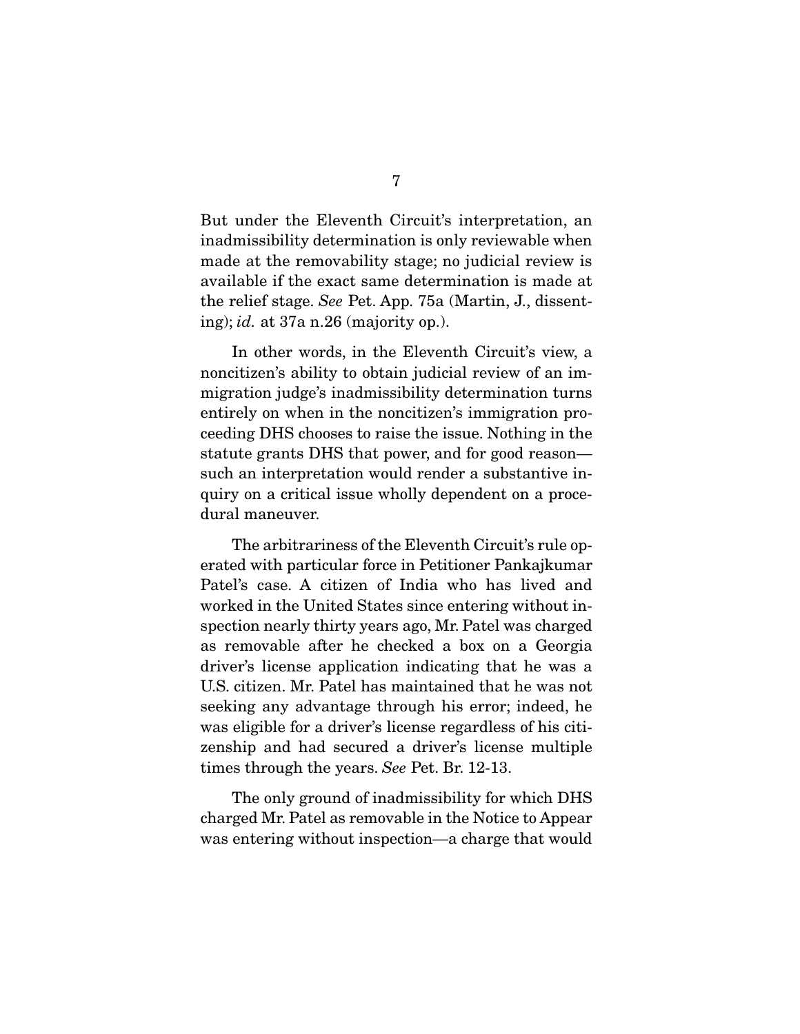But under the Eleventh Circuit's interpretation, an inadmissibility determination is only reviewable when made at the removability stage; no judicial review is available if the exact same determination is made at the relief stage. *See* Pet. App. 75a (Martin, J., dissenting); *id.* at 37a n.26 (majority op.).

In other words, in the Eleventh Circuit's view, a noncitizen's ability to obtain judicial review of an immigration judge's inadmissibility determination turns entirely on when in the noncitizen's immigration proceeding DHS chooses to raise the issue. Nothing in the statute grants DHS that power, and for good reason—such an interpretation would render a substantive inquiry on a critical issue wholly dependent on a procedural maneuver.

The arbitrariness of the Eleventh Circuit's rule operated with particular force in Petitioner Pankajkumar Patel's case. A citizen of India who has lived and worked in the United States since entering without inspection nearly thirty years ago, Mr. Patel was charged as removable after he checked a box on a Georgia driver's license application indicating that he was a U.S. citizen. Mr. Patel has maintained that he was not seeking any advantage through his error; indeed, he was eligible for a driver's license regardless of his citizenship and had secured a driver's license multiple times through the years. *See* Pet. Br. 12-13.

The only ground of inadmissibility for which DHS charged Mr. Patel as removable in the Notice to Appear was entering without inspection—a charge that would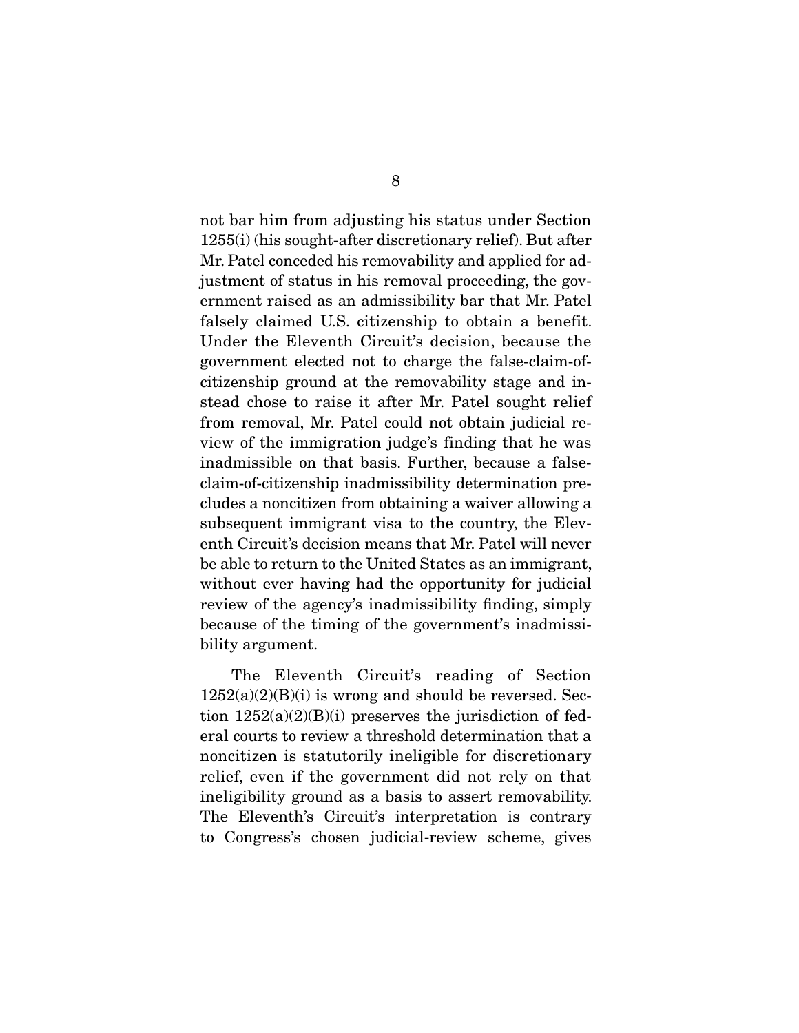not bar him from adjusting his status under Section 1255(i) (his sought-after discretionary relief). But after Mr. Patel conceded his removability and applied for adjustment of status in his removal proceeding, the government raised as an admissibility bar that Mr. Patel falsely claimed U.S. citizenship to obtain a benefit. Under the Eleventh Circuit's decision, because the government elected not to charge the false-claim-of-citizenship ground at the removability stage and instead chose to raise it after Mr. Patel sought relief from removal, Mr. Patel could not obtain judicial review of the immigration judge's finding that he was inadmissible on that basis. Further, because a false-claim-of-citizenship inadmissibility determination precludes a noncitizen from obtaining a waiver allowing a subsequent immigrant visa to the country, the Eleventh Circuit's decision means that Mr. Patel will never be able to return to the United States as an immigrant, without ever having had the opportunity for judicial review of the agency's inadmissibility finding, simply because of the timing of the government's inadmissibility argument.

The Eleventh Circuit's reading of Section 1252(a)(2)(B)(i) is wrong and should be reversed. Section 1252(a)(2)(B)(i) preserves the jurisdiction of federal courts to review a threshold determination that a noncitizen is statutorily ineligible for discretionary relief, even if the government did not rely on that ineligibility ground as a basis to assert removability. The Eleventh's Circuit's interpretation is contrary to Congress's chosen judicial-review scheme, gives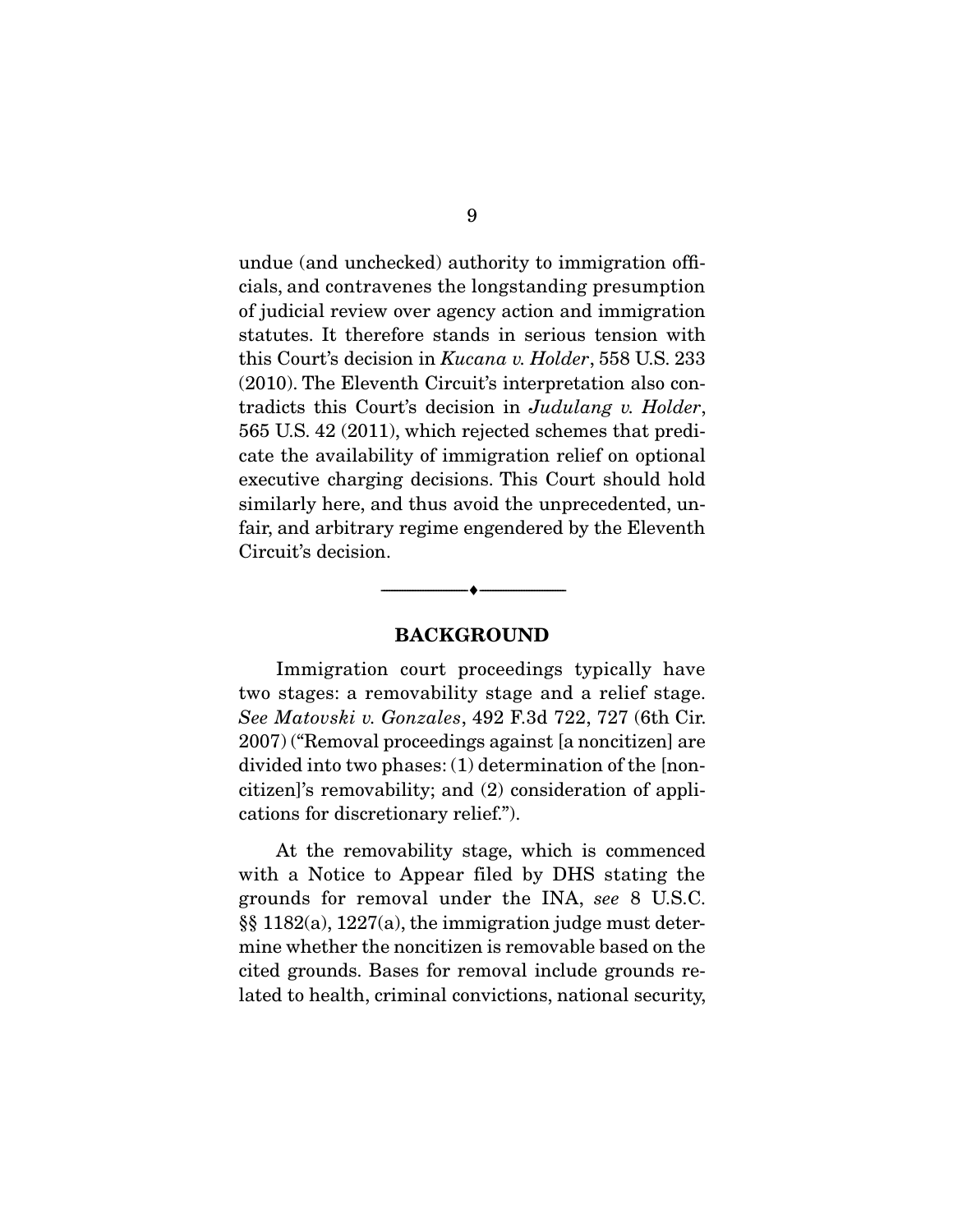undue (and unchecked) authority to immigration officials, and contravenes the longstanding presumption of judicial review over agency action and immigration statutes. It therefore stands in serious tension with this Court's decision in *Kucana v. Holder*, 558 U.S. 233 (2010). The Eleventh Circuit's interpretation also contradicts this Court's decision in *Judulang v. Holder*, 565 U.S. 42 (2011), which rejected schemes that predicate the availability of immigration relief on optional executive charging decisions. This Court should hold similarly here, and thus avoid the unprecedented, unfair, and arbitrary regime engendered by the Eleventh Circuit's decision.

---

## BACKGROUND

Immigration court proceedings typically have two stages: a removability stage and a relief stage. *See Matovski v. Gonzales*, 492 F.3d 722, 727 (6th Cir. 2007) ("Removal proceedings against [a noncitizen] are divided into two phases: (1) determination of the [noncitizen]'s removability; and (2) consideration of applications for discretionary relief.").

At the removability stage, which is commenced with a Notice to Appear filed by DHS stating the grounds for removal under the INA, *see* 8 U.S.C. §§ 1182(a), 1227(a), the immigration judge must determine whether the noncitizen is removable based on the cited grounds. Bases for removal include grounds related to health, criminal convictions, national security,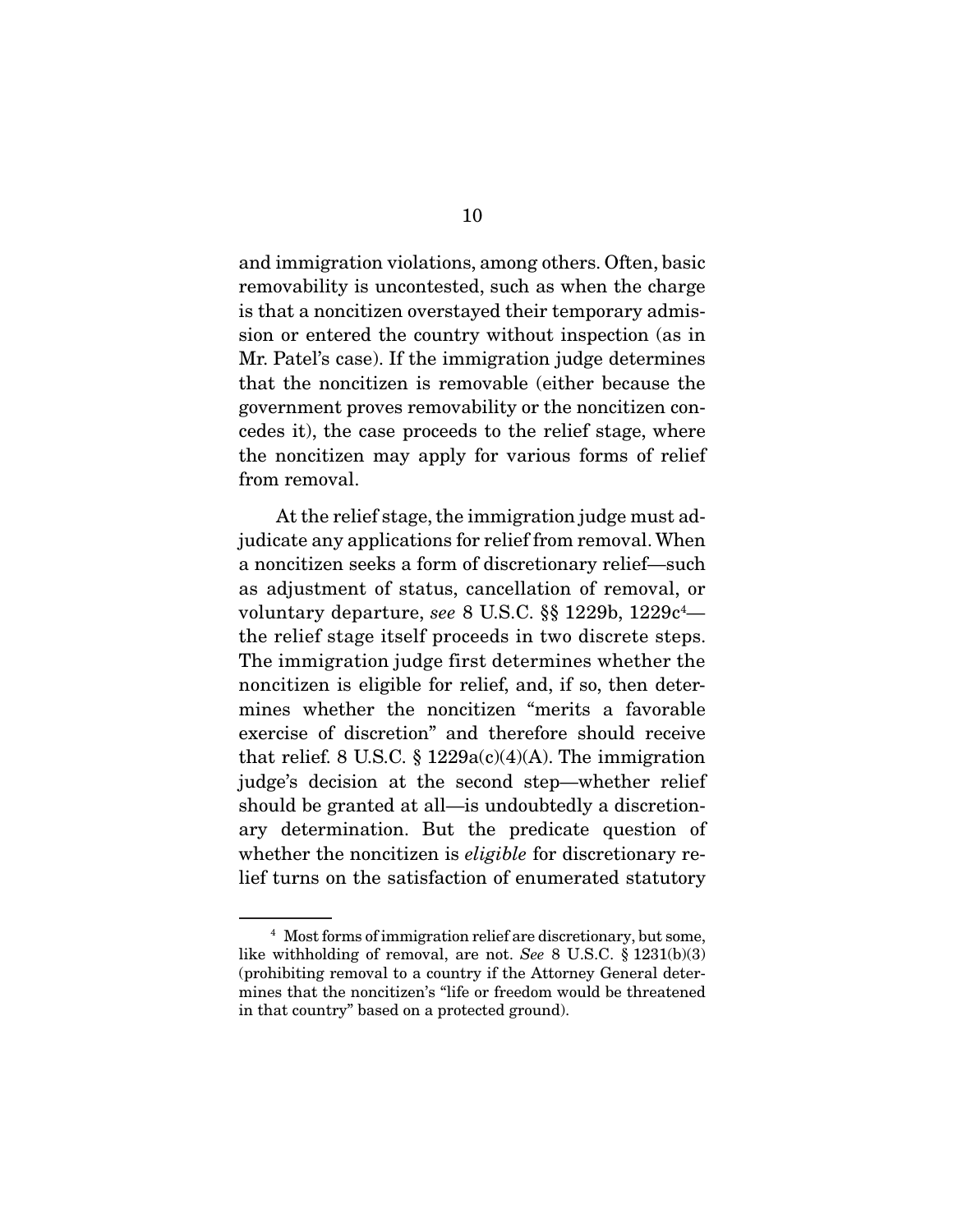and immigration violations, among others. Often, basic removability is uncontested, such as when the charge is that a noncitizen overstayed their temporary admission or entered the country without inspection (as in Mr. Patel's case). If the immigration judge determines that the noncitizen is removable (either because the government proves removability or the noncitizen concedes it), the case proceeds to the relief stage, where the noncitizen may apply for various forms of relief from removal.

At the relief stage, the immigration judge must adjudicate any applications for relief from removal. When a noncitizen seeks a form of discretionary relief—such as adjustment of status, cancellation of removal, or voluntary departure, *see* 8 U.S.C. §§ 1229b, 1229c[4]—the relief stage itself proceeds in two discrete steps. The immigration judge first determines whether the noncitizen is eligible for relief, and, if so, then determines whether the noncitizen "merits a favorable exercise of discretion" and therefore should receive that relief. 8 U.S.C. § 1229a(c)(4)(A). The immigration judge's decision at the second step—whether relief should be granted at all—is undoubtedly a discretionary determination. But the predicate question of whether the noncitizen is *eligible* for discretionary relief turns on the satisfaction of enumerated statutory

---

[4] Most forms of immigration relief are discretionary, but some, like withholding of removal, are not. *See* 8 U.S.C. § 1231(b)(3) (prohibiting removal to a country if the Attorney General determines that the noncitizen's "life or freedom would be threatened in that country" based on a protected ground).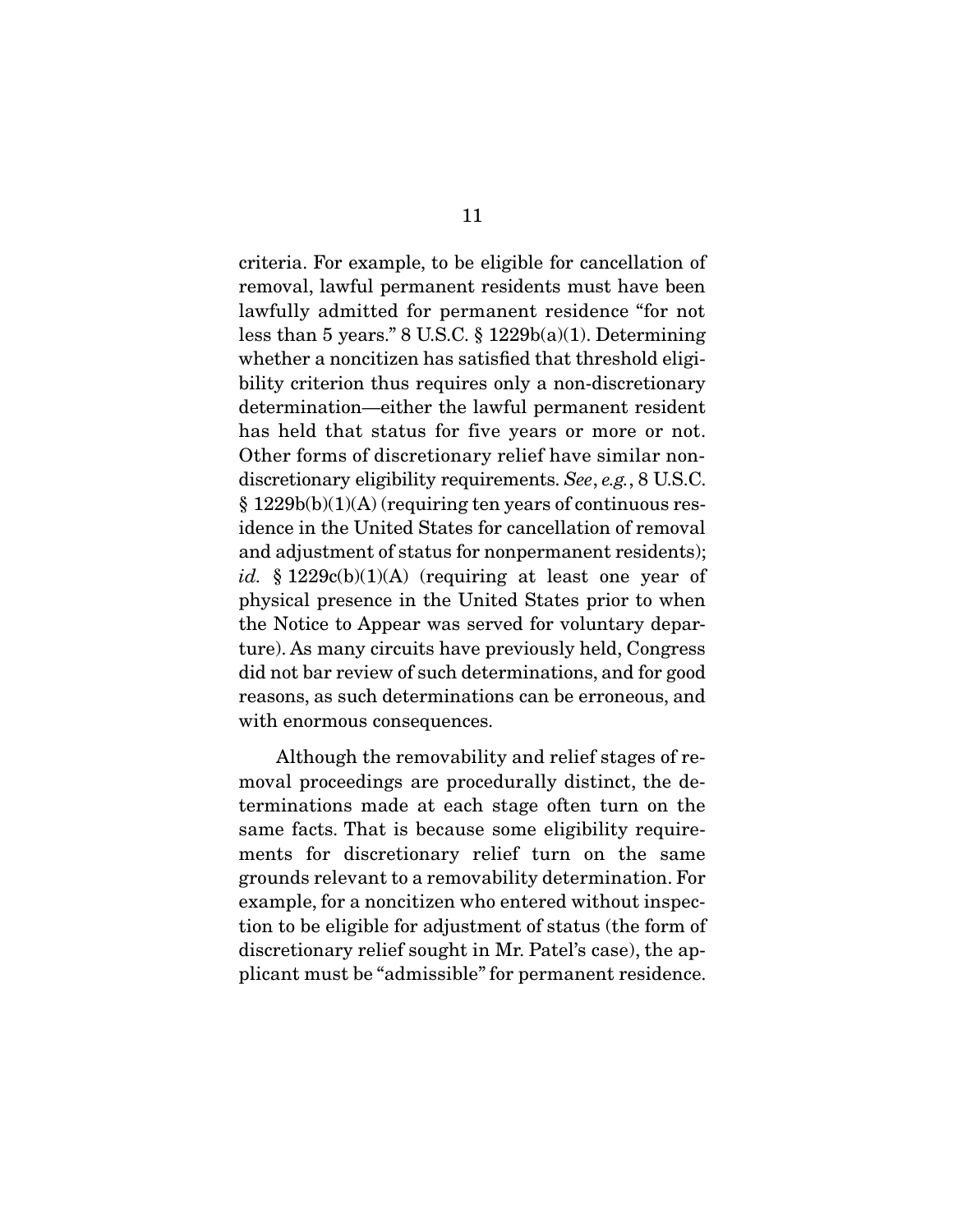criteria. For example, to be eligible for cancellation of removal, lawful permanent residents must have been lawfully admitted for permanent residence "for not less than 5 years." 8 U.S.C. § 1229b(a)(1). Determining whether a noncitizen has satisfied that threshold eligibility criterion thus requires only a non-discretionary determination—either the lawful permanent resident has held that status for five years or more or not. Other forms of discretionary relief have similar non-discretionary eligibility requirements. *See*, *e.g.*, 8 U.S.C. § 1229b(b)(1)(A) (requiring ten years of continuous residence in the United States for cancellation of removal and adjustment of status for nonpermanent residents); *id.* § 1229c(b)(1)(A) (requiring at least one year of physical presence in the United States prior to when the Notice to Appear was served for voluntary departure). As many circuits have previously held, Congress did not bar review of such determinations, and for good reasons, as such determinations can be erroneous, and with enormous consequences.

Although the removability and relief stages of removal proceedings are procedurally distinct, the determinations made at each stage often turn on the same facts. That is because some eligibility requirements for discretionary relief turn on the same grounds relevant to a removability determination. For example, for a noncitizen who entered without inspection to be eligible for adjustment of status (the form of discretionary relief sought in Mr. Patel's case), the applicant must be "admissible" for permanent residence.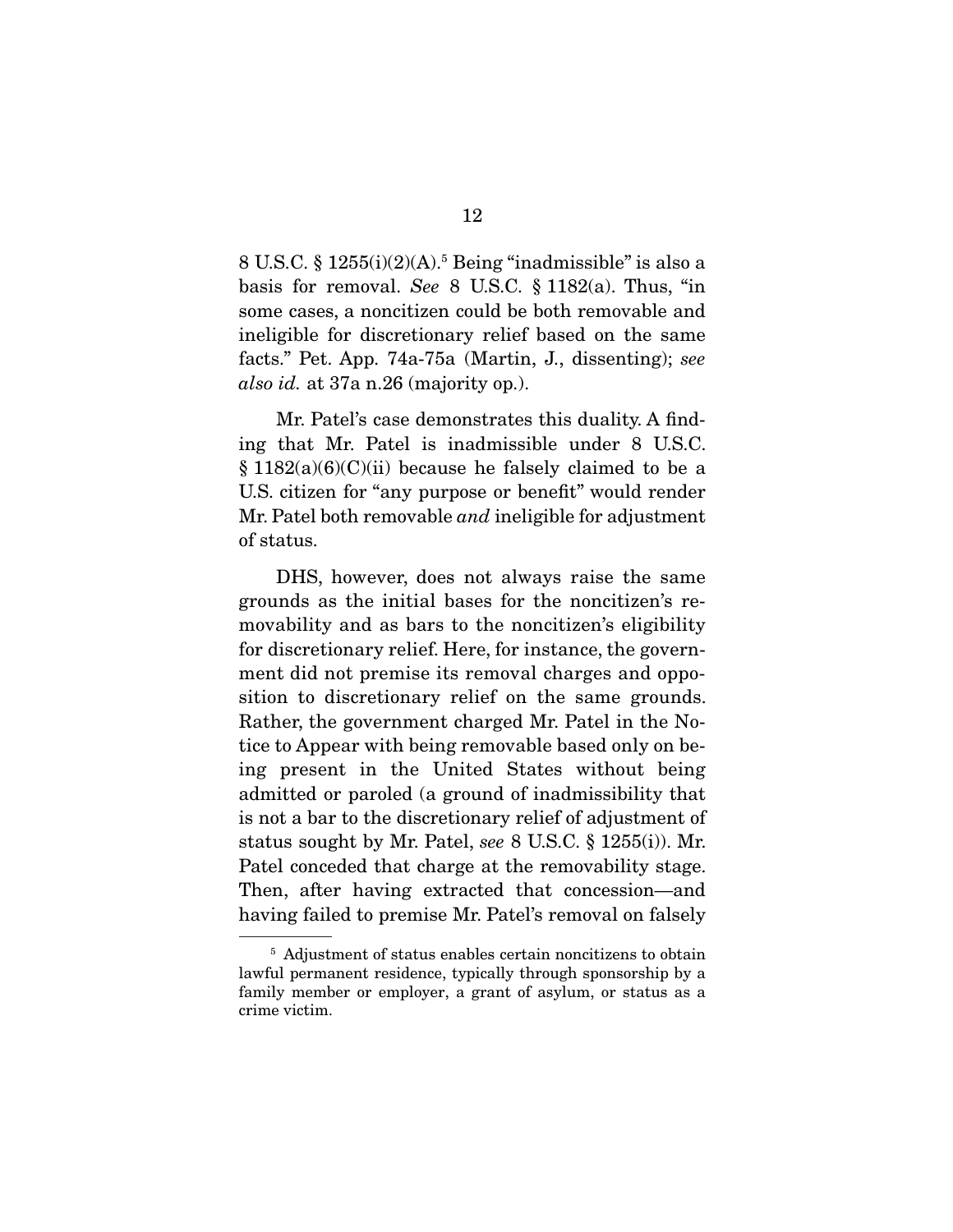8 U.S.C. § 1255(i)(2)(A).[5] Being "inadmissible" is also a basis for removal. *See* 8 U.S.C. § 1182(a). Thus, "in some cases, a noncitizen could be both removable and ineligible for discretionary relief based on the same facts." Pet. App. 74a-75a (Martin, J., dissenting); *see also id.* at 37a n.26 (majority op.).

Mr. Patel's case demonstrates this duality. A finding that Mr. Patel is inadmissible under 8 U.S.C. § 1182(a)(6)(C)(ii) because he falsely claimed to be a U.S. citizen for "any purpose or benefit" would render Mr. Patel both removable *and* ineligible for adjustment of status.

DHS, however, does not always raise the same grounds as the initial bases for the noncitizen's removability and as bars to the noncitizen's eligibility for discretionary relief. Here, for instance, the government did not premise its removal charges and opposition to discretionary relief on the same grounds. Rather, the government charged Mr. Patel in the Notice to Appear with being removable based only on being present in the United States without being admitted or paroled (a ground of inadmissibility that is not a bar to the discretionary relief of adjustment of status sought by Mr. Patel, *see* 8 U.S.C. § 1255(i)). Mr. Patel conceded that charge at the removability stage. Then, after having extracted that concession—and having failed to premise Mr. Patel's removal on falsely

[5] Adjustment of status enables certain noncitizens to obtain lawful permanent residence, typically through sponsorship by a family member or employer, a grant of asylum, or status as a crime victim.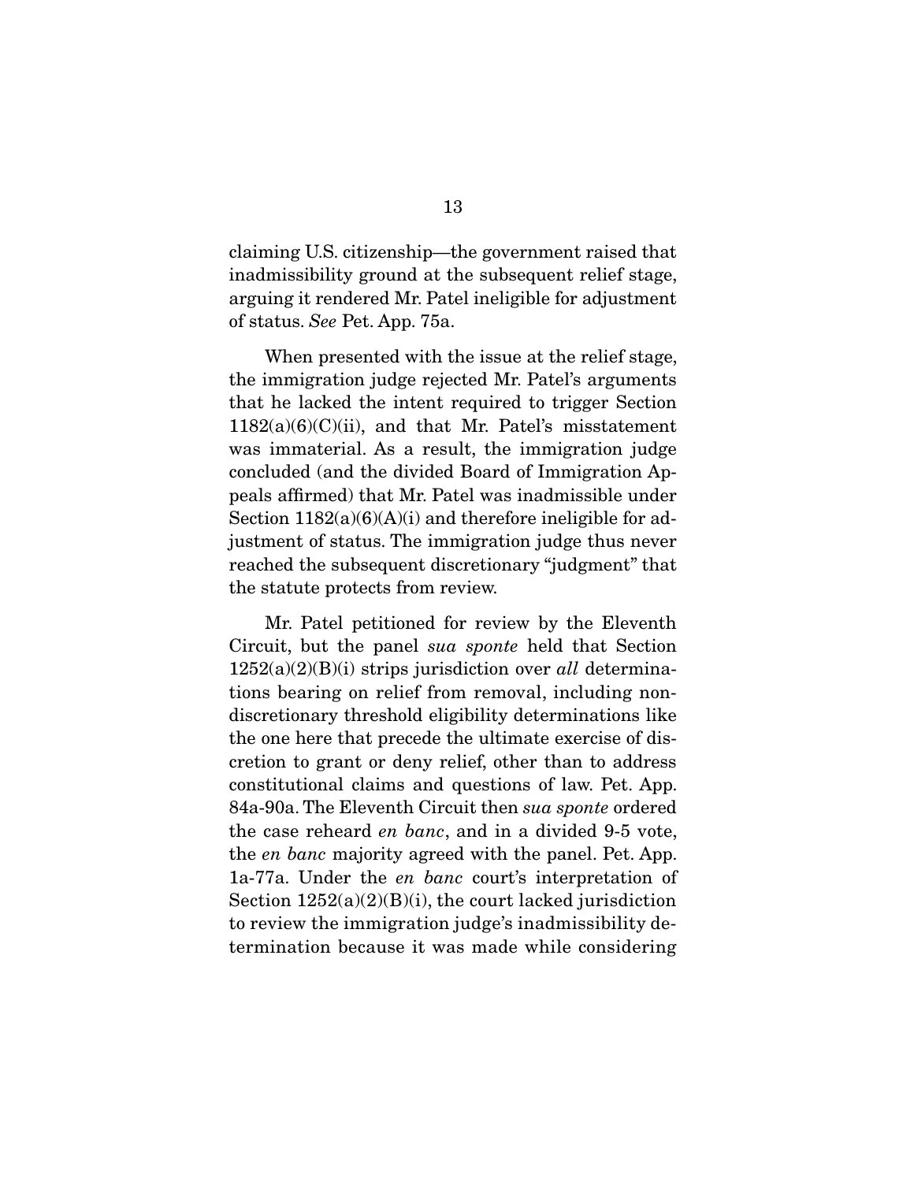claiming U.S. citizenship—the government raised that inadmissibility ground at the subsequent relief stage, arguing it rendered Mr. Patel ineligible for adjustment of status. *See* Pet. App. 75a.

When presented with the issue at the relief stage, the immigration judge rejected Mr. Patel's arguments that he lacked the intent required to trigger Section 1182(a)(6)(C)(ii), and that Mr. Patel's misstatement was immaterial. As a result, the immigration judge concluded (and the divided Board of Immigration Appeals affirmed) that Mr. Patel was inadmissible under Section 1182(a)(6)(A)(i) and therefore ineligible for adjustment of status. The immigration judge thus never reached the subsequent discretionary "judgment" that the statute protects from review.

Mr. Patel petitioned for review by the Eleventh Circuit, but the panel *sua sponte* held that Section 1252(a)(2)(B)(i) strips jurisdiction over *all* determinations bearing on relief from removal, including non-discretionary threshold eligibility determinations like the one here that precede the ultimate exercise of discretion to grant or deny relief, other than to address constitutional claims and questions of law. Pet. App. 84a-90a. The Eleventh Circuit then *sua sponte* ordered the case reheard *en banc*, and in a divided 9-5 vote, the *en banc* majority agreed with the panel. Pet. App. 1a-77a. Under the *en banc* court's interpretation of Section 1252(a)(2)(B)(i), the court lacked jurisdiction to review the immigration judge's inadmissibility determination because it was made while considering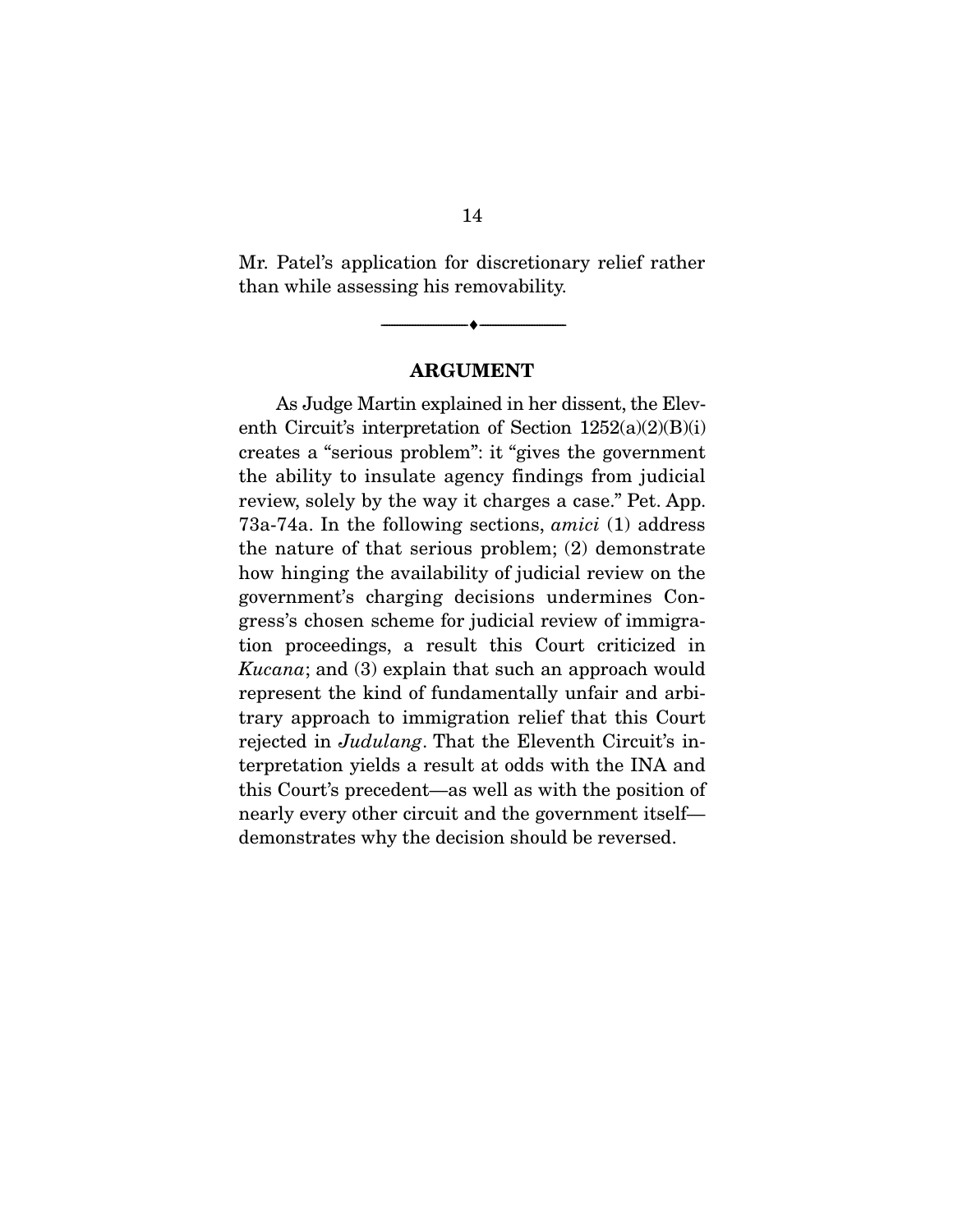Mr. Patel's application for discretionary relief rather than while assessing his removability.

---

## ARGUMENT

As Judge Martin explained in her dissent, the Eleventh Circuit's interpretation of Section 1252(a)(2)(B)(i) creates a "serious problem": it "gives the government the ability to insulate agency findings from judicial review, solely by the way it charges a case." Pet. App. 73a-74a. In the following sections, *amici* (1) address the nature of that serious problem; (2) demonstrate how hinging the availability of judicial review on the government's charging decisions undermines Congress's chosen scheme for judicial review of immigration proceedings, a result this Court criticized in *Kucana*; and (3) explain that such an approach would represent the kind of fundamentally unfair and arbitrary approach to immigration relief that this Court rejected in *Judulang*. That the Eleventh Circuit's interpretation yields a result at odds with the INA and this Court's precedent—as well as with the position of nearly every other circuit and the government itself—demonstrates why the decision should be reversed.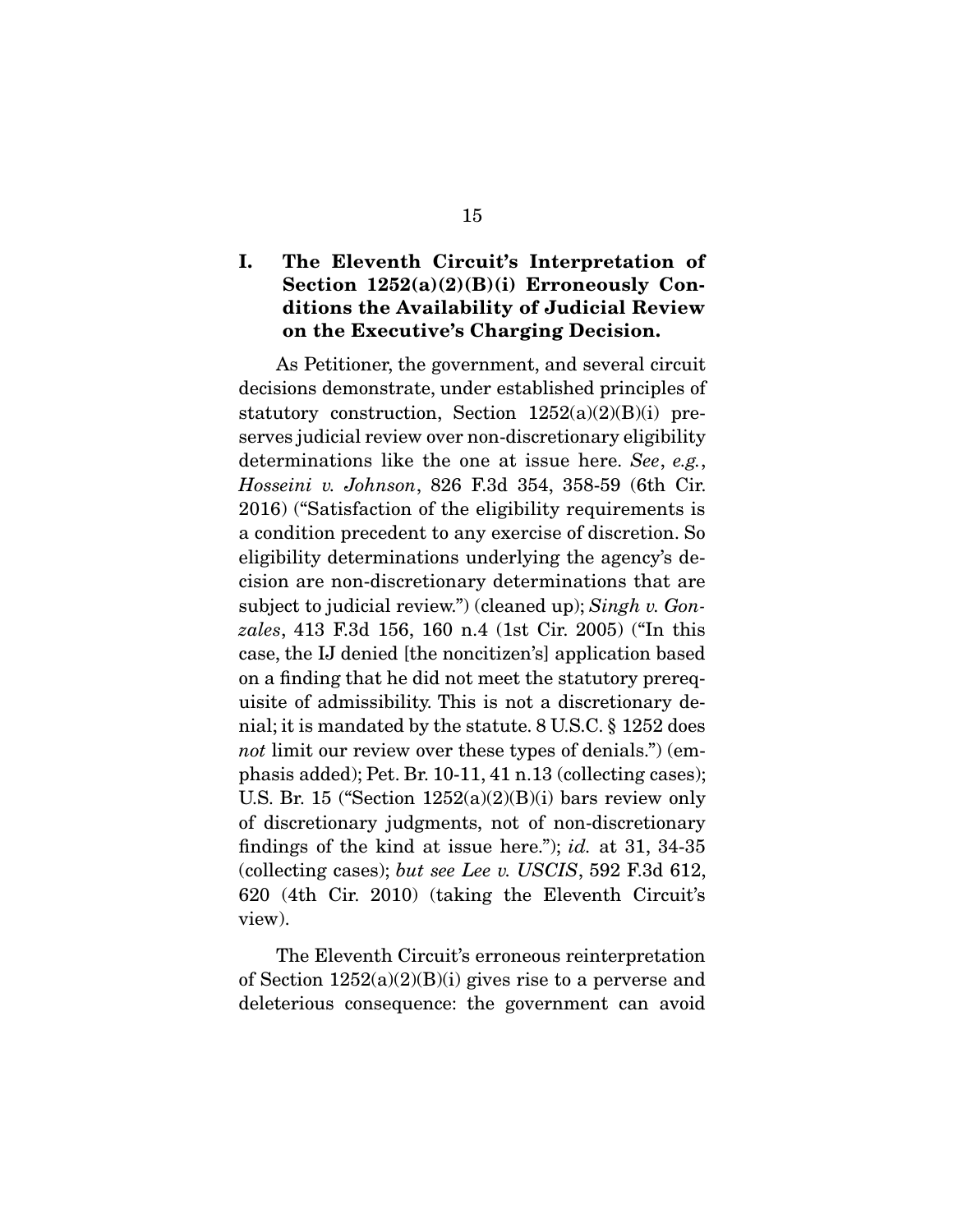## I. The Eleventh Circuit's Interpretation of Section 1252(a)(2)(B)(i) Erroneously Conditions the Availability of Judicial Review on the Executive's Charging Decision.

As Petitioner, the government, and several circuit decisions demonstrate, under established principles of statutory construction, Section 1252(a)(2)(B)(i) preserves judicial review over non-discretionary eligibility determinations like the one at issue here. *See*, *e.g.*, *Hosseini v. Johnson*, 826 F.3d 354, 358-59 (6th Cir. 2016) ("Satisfaction of the eligibility requirements is a condition precedent to any exercise of discretion. So eligibility determinations underlying the agency's decision are non-discretionary determinations that are subject to judicial review.") (cleaned up); *Singh v. Gonzales*, 413 F.3d 156, 160 n.4 (1st Cir. 2005) ("In this case, the IJ denied [the noncitizen's] application based on a finding that he did not meet the statutory prerequisite of admissibility. This is not a discretionary denial; it is mandated by the statute. 8 U.S.C. § 1252 does *not* limit our review over these types of denials.") (emphasis added); Pet. Br. 10-11, 41 n.13 (collecting cases); U.S. Br. 15 ("Section 1252(a)(2)(B)(i) bars review only of discretionary judgments, not of non-discretionary findings of the kind at issue here."); *id.* at 31, 34-35 (collecting cases); *but see Lee v. USCIS*, 592 F.3d 612, 620 (4th Cir. 2010) (taking the Eleventh Circuit's view).

The Eleventh Circuit's erroneous reinterpretation of Section 1252(a)(2)(B)(i) gives rise to a perverse and deleterious consequence: the government can avoid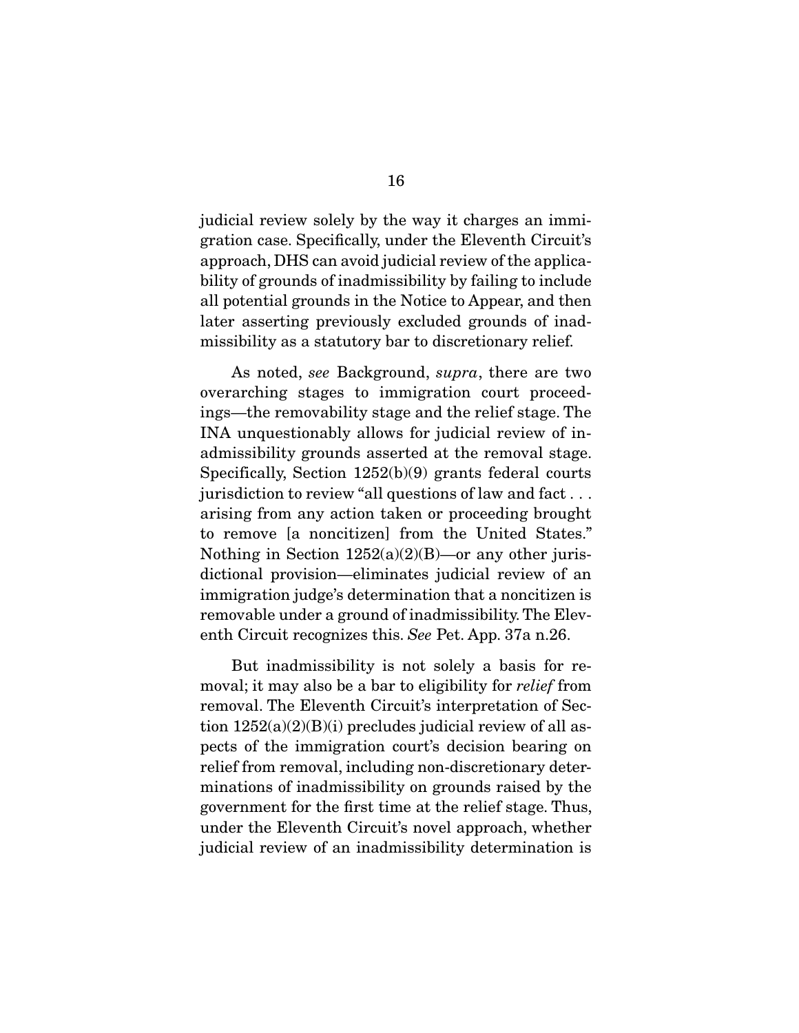judicial review solely by the way it charges an immigration case. Specifically, under the Eleventh Circuit's approach, DHS can avoid judicial review of the applicability of grounds of inadmissibility by failing to include all potential grounds in the Notice to Appear, and then later asserting previously excluded grounds of inadmissibility as a statutory bar to discretionary relief.

As noted, *see* Background, *supra*, there are two overarching stages to immigration court proceedings—the removability stage and the relief stage. The INA unquestionably allows for judicial review of inadmissibility grounds asserted at the removal stage. Specifically, Section 1252(b)(9) grants federal courts jurisdiction to review "all questions of law and fact . . . arising from any action taken or proceeding brought to remove [a noncitizen] from the United States." Nothing in Section 1252(a)(2)(B)—or any other jurisdictional provision—eliminates judicial review of an immigration judge's determination that a noncitizen is removable under a ground of inadmissibility. The Eleventh Circuit recognizes this. *See* Pet. App. 37a n.26.

But inadmissibility is not solely a basis for removal; it may also be a bar to eligibility for *relief* from removal. The Eleventh Circuit's interpretation of Section 1252(a)(2)(B)(i) precludes judicial review of all aspects of the immigration court's decision bearing on relief from removal, including non-discretionary determinations of inadmissibility on grounds raised by the government for the first time at the relief stage. Thus, under the Eleventh Circuit's novel approach, whether judicial review of an inadmissibility determination is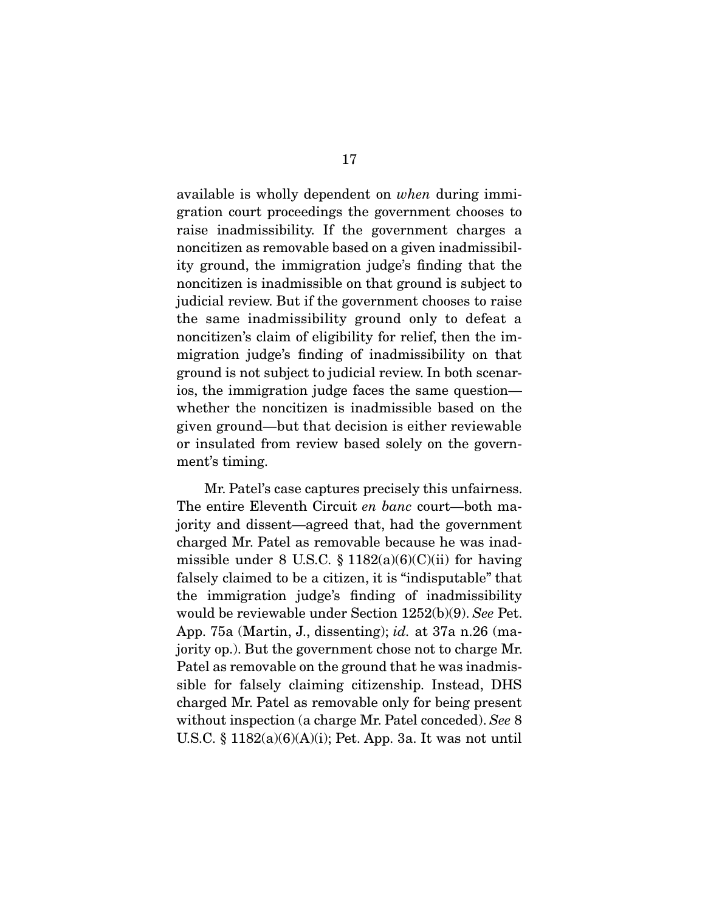available is wholly dependent on *when* during immigration court proceedings the government chooses to raise inadmissibility. If the government charges a noncitizen as removable based on a given inadmissibility ground, the immigration judge's finding that the noncitizen is inadmissible on that ground is subject to judicial review. But if the government chooses to raise the same inadmissibility ground only to defeat a noncitizen's claim of eligibility for relief, then the immigration judge's finding of inadmissibility on that ground is not subject to judicial review. In both scenarios, the immigration judge faces the same question—whether the noncitizen is inadmissible based on the given ground—but that decision is either reviewable or insulated from review based solely on the government's timing.

Mr. Patel's case captures precisely this unfairness. The entire Eleventh Circuit *en banc* court—both majority and dissent—agreed that, had the government charged Mr. Patel as removable because he was inadmissible under 8 U.S.C. § 1182(a)(6)(C)(ii) for having falsely claimed to be a citizen, it is "indisputable" that the immigration judge's finding of inadmissibility would be reviewable under Section 1252(b)(9). *See* Pet. App. 75a (Martin, J., dissenting); *id.* at 37a n.26 (majority op.). But the government chose not to charge Mr. Patel as removable on the ground that he was inadmissible for falsely claiming citizenship. Instead, DHS charged Mr. Patel as removable only for being present without inspection (a charge Mr. Patel conceded). *See* 8 U.S.C. § 1182(a)(6)(A)(i); Pet. App. 3a. It was not until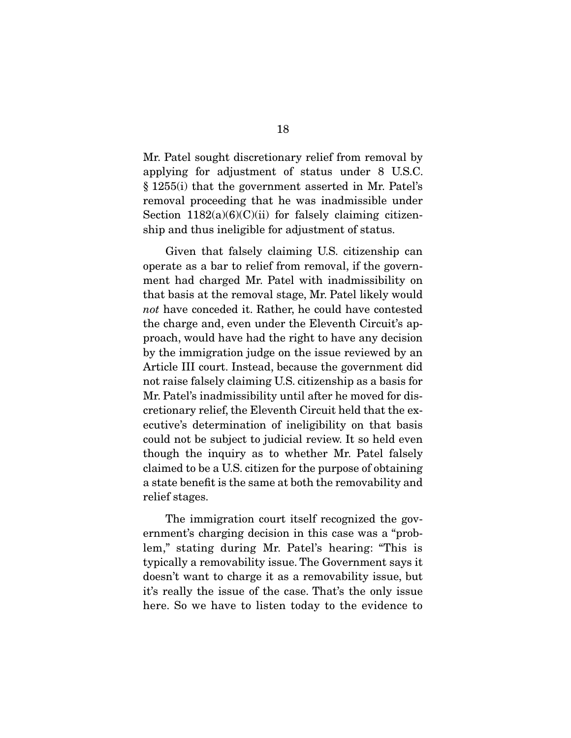Mr. Patel sought discretionary relief from removal by applying for adjustment of status under 8 U.S.C. § 1255(i) that the government asserted in Mr. Patel's removal proceeding that he was inadmissible under Section 1182(a)(6)(C)(ii) for falsely claiming citizenship and thus ineligible for adjustment of status.

Given that falsely claiming U.S. citizenship can operate as a bar to relief from removal, if the government had charged Mr. Patel with inadmissibility on that basis at the removal stage, Mr. Patel likely would *not* have conceded it. Rather, he could have contested the charge and, even under the Eleventh Circuit's approach, would have had the right to have any decision by the immigration judge on the issue reviewed by an Article III court. Instead, because the government did not raise falsely claiming U.S. citizenship as a basis for Mr. Patel's inadmissibility until after he moved for discretionary relief, the Eleventh Circuit held that the executive's determination of ineligibility on that basis could not be subject to judicial review. It so held even though the inquiry as to whether Mr. Patel falsely claimed to be a U.S. citizen for the purpose of obtaining a state benefit is the same at both the removability and relief stages.

The immigration court itself recognized the government's charging decision in this case was a "problem," stating during Mr. Patel's hearing: "This is typically a removability issue. The Government says it doesn't want to charge it as a removability issue, but it's really the issue of the case. That's the only issue here. So we have to listen today to the evidence to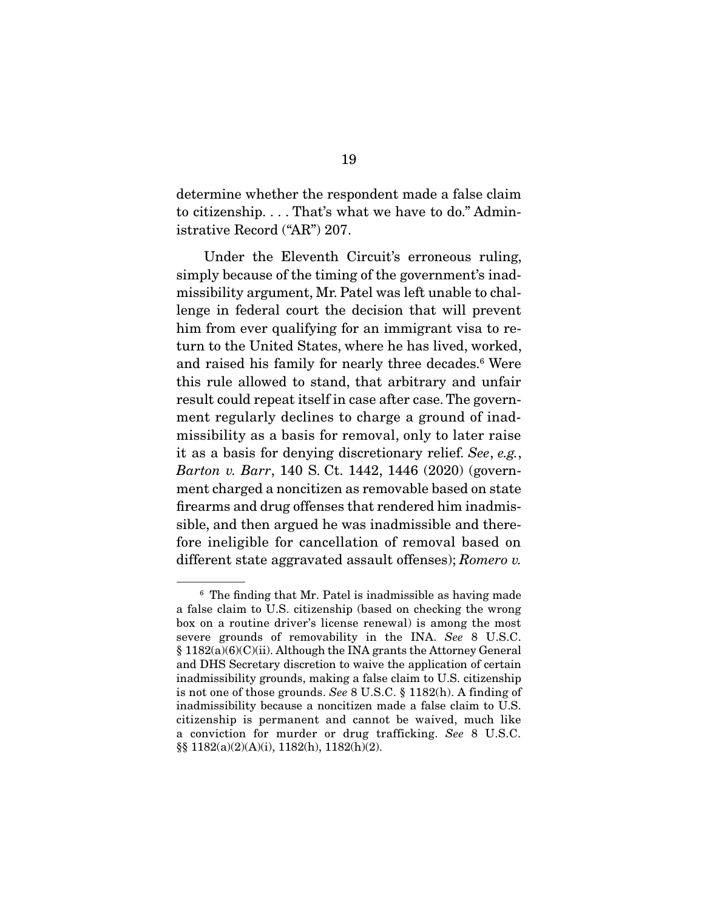determine whether the respondent made a false claim to citizenship. . . . That's what we have to do." Administrative Record ("AR") 207.

Under the Eleventh Circuit's erroneous ruling, simply because of the timing of the government's inadmissibility argument, Mr. Patel was left unable to challenge in federal court the decision that will prevent him from ever qualifying for an immigrant visa to return to the United States, where he has lived, worked, and raised his family for nearly three decades.[6] Were this rule allowed to stand, that arbitrary and unfair result could repeat itself in case after case. The government regularly declines to charge a ground of inadmissibility as a basis for removal, only to later raise it as a basis for denying discretionary relief. *See*, *e.g.*, *Barton v. Barr*, 140 S. Ct. 1442, 1446 (2020) (government charged a noncitizen as removable based on state firearms and drug offenses that rendered him inadmissible, and then argued he was inadmissible and therefore ineligible for cancellation of removal based on different state aggravated assault offenses); *Romero v.*

---

[6] The finding that Mr. Patel is inadmissible as having made a false claim to U.S. citizenship (based on checking the wrong box on a routine driver's license renewal) is among the most severe grounds of removability in the INA. *See* 8 U.S.C. § 1182(a)(6)(C)(ii). Although the INA grants the Attorney General and DHS Secretary discretion to waive the application of certain inadmissibility grounds, making a false claim to U.S. citizenship is not one of those grounds. *See* 8 U.S.C. § 1182(h). A finding of inadmissibility because a noncitizen made a false claim to U.S. citizenship is permanent and cannot be waived, much like a conviction for murder or drug trafficking. *See* 8 U.S.C. §§ 1182(a)(2)(A)(i), 1182(h), 1182(h)(2).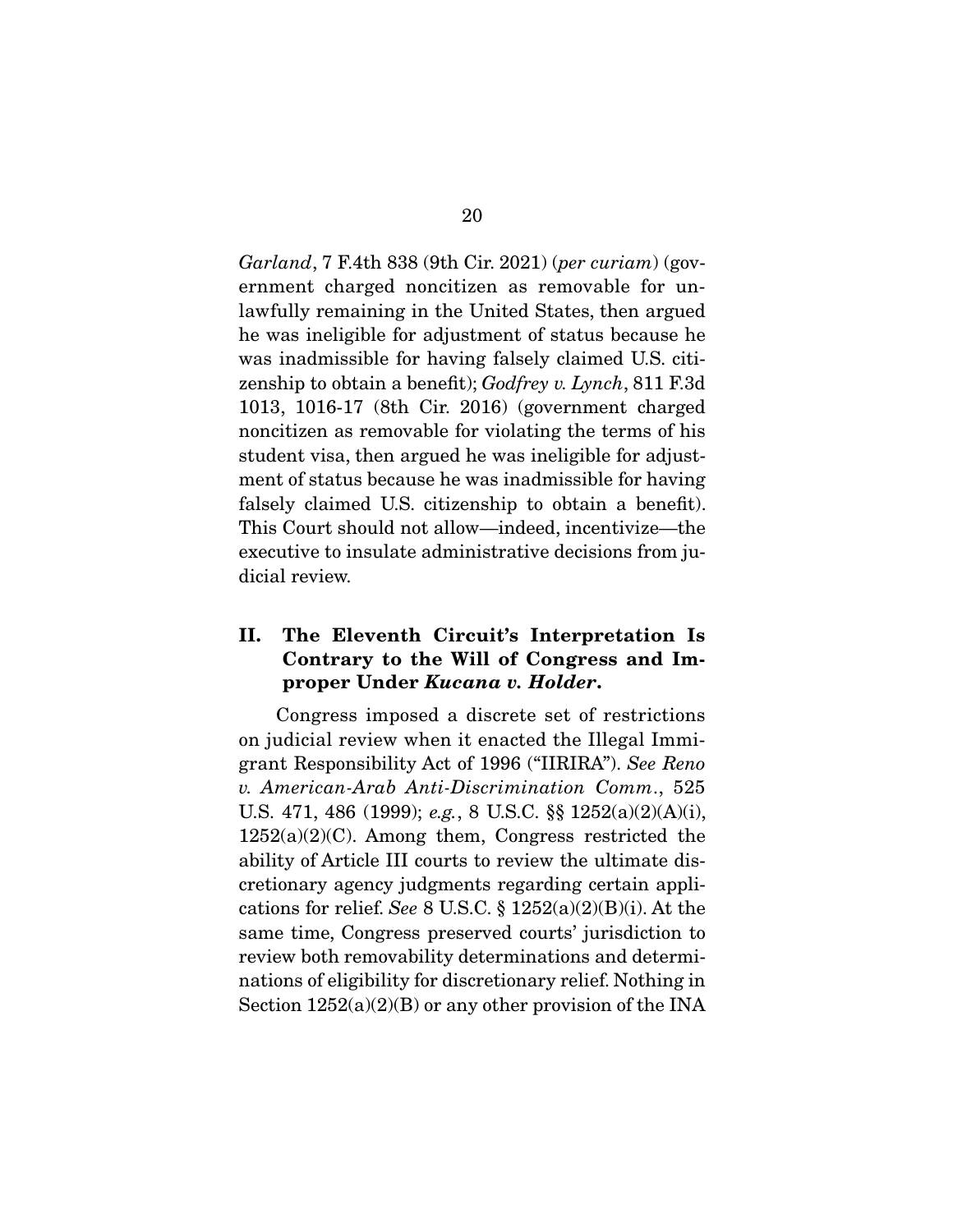*Garland*, 7 F.4th 838 (9th Cir. 2021) (*per curiam*) (government charged noncitizen as removable for unlawfully remaining in the United States, then argued he was ineligible for adjustment of status because he was inadmissible for having falsely claimed U.S. citizenship to obtain a benefit); *Godfrey v. Lynch*, 811 F.3d 1013, 1016-17 (8th Cir. 2016) (government charged noncitizen as removable for violating the terms of his student visa, then argued he was ineligible for adjustment of status because he was inadmissible for having falsely claimed U.S. citizenship to obtain a benefit). This Court should not allow—indeed, incentivize—the executive to insulate administrative decisions from judicial review.

## II. The Eleventh Circuit's Interpretation Is Contrary to the Will of Congress and Improper Under *Kucana v. Holder*.

Congress imposed a discrete set of restrictions on judicial review when it enacted the Illegal Immigrant Responsibility Act of 1996 ("IIRIRA"). *See Reno v. American-Arab Anti-Discrimination Comm.*, 525 U.S. 471, 486 (1999); *e.g.*, 8 U.S.C. §§ 1252(a)(2)(A)(i), 1252(a)(2)(C). Among them, Congress restricted the ability of Article III courts to review the ultimate discretionary agency judgments regarding certain applications for relief. *See* 8 U.S.C. § 1252(a)(2)(B)(i). At the same time, Congress preserved courts' jurisdiction to review both removability determinations and determinations of eligibility for discretionary relief. Nothing in Section 1252(a)(2)(B) or any other provision of the INA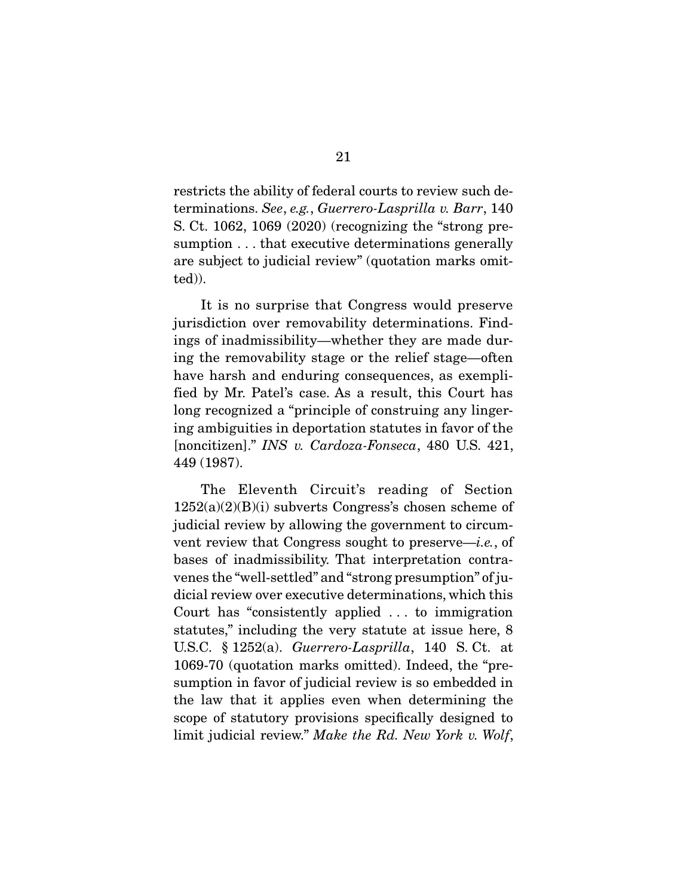restricts the ability of federal courts to review such determinations. *See*, *e.g.*, *Guerrero-Lasprilla v. Barr*, 140 S. Ct. 1062, 1069 (2020) (recognizing the "strong presumption . . . that executive determinations generally are subject to judicial review" (quotation marks omitted)).

It is no surprise that Congress would preserve jurisdiction over removability determinations. Findings of inadmissibility—whether they are made during the removability stage or the relief stage—often have harsh and enduring consequences, as exemplified by Mr. Patel's case. As a result, this Court has long recognized a "principle of construing any lingering ambiguities in deportation statutes in favor of the [noncitizen]." *INS v. Cardoza-Fonseca*, 480 U.S. 421, 449 (1987).

The Eleventh Circuit's reading of Section 1252(a)(2)(B)(i) subverts Congress's chosen scheme of judicial review by allowing the government to circumvent review that Congress sought to preserve—*i.e.*, of bases of inadmissibility. That interpretation contravenes the "well-settled" and "strong presumption" of judicial review over executive determinations, which this Court has "consistently applied . . . to immigration statutes," including the very statute at issue here, 8 U.S.C. § 1252(a). *Guerrero-Lasprilla*, 140 S. Ct. at 1069-70 (quotation marks omitted). Indeed, the "presumption in favor of judicial review is so embedded in the law that it applies even when determining the scope of statutory provisions specifically designed to limit judicial review." *Make the Rd. New York v. Wolf*,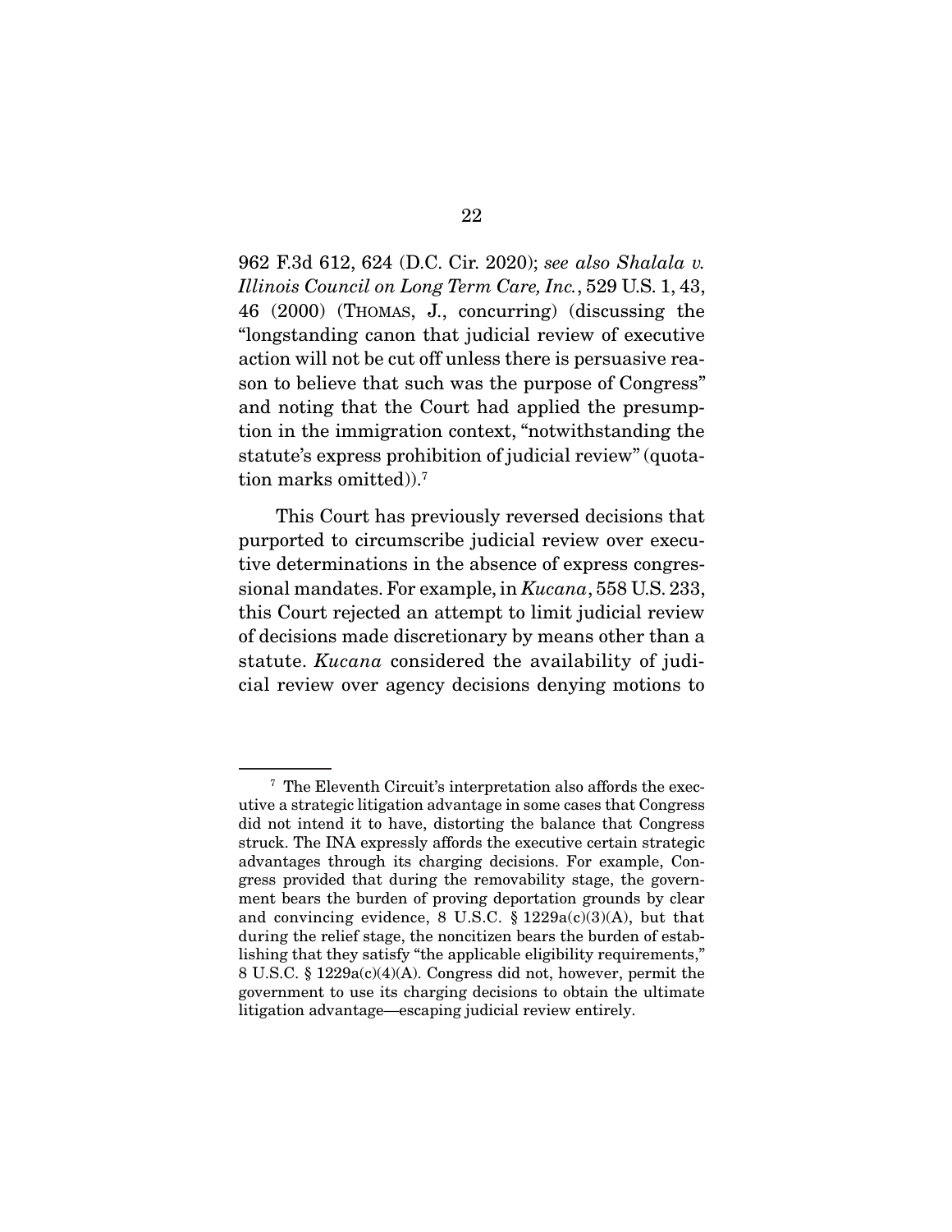962 F.3d 612, 624 (D.C. Cir. 2020); *see also Shalala v. Illinois Council on Long Term Care, Inc.*, 529 U.S. 1, 43, 46 (2000) (THOMAS, J., concurring) (discussing the "longstanding canon that judicial review of executive action will not be cut off unless there is persuasive reason to believe that such was the purpose of Congress" and noting that the Court had applied the presumption in the immigration context, "notwithstanding the statute's express prohibition of judicial review" (quotation marks omitted)).[7]

This Court has previously reversed decisions that purported to circumscribe judicial review over executive determinations in the absence of express congressional mandates. For example, in *Kucana*, 558 U.S. 233, this Court rejected an attempt to limit judicial review of decisions made discretionary by means other than a statute. *Kucana* considered the availability of judicial review over agency decisions denying motions to

---

[7] The Eleventh Circuit's interpretation also affords the executive a strategic litigation advantage in some cases that Congress did not intend it to have, distorting the balance that Congress struck. The INA expressly affords the executive certain strategic advantages through its charging decisions. For example, Congress provided that during the removability stage, the government bears the burden of proving deportation grounds by clear and convincing evidence, 8 U.S.C. § 1229a(c)(3)(A), but that during the relief stage, the noncitizen bears the burden of establishing that they satisfy "the applicable eligibility requirements," 8 U.S.C. § 1229a(c)(4)(A). Congress did not, however, permit the government to use its charging decisions to obtain the ultimate litigation advantage—escaping judicial review entirely.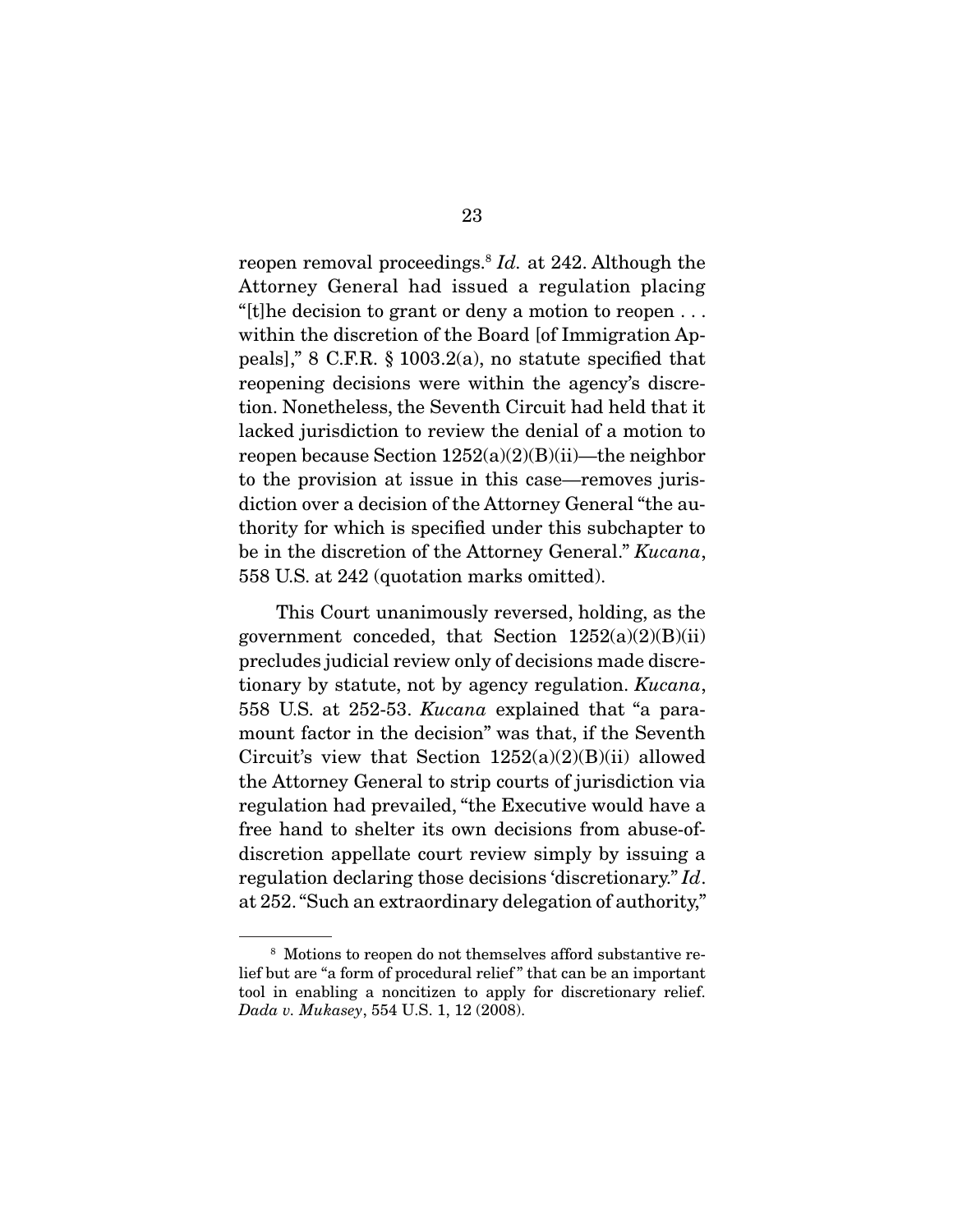reopen removal proceedings.[8] *Id.* at 242. Although the Attorney General had issued a regulation placing "[t]he decision to grant or deny a motion to reopen . . . within the discretion of the Board [of Immigration Appeals]," 8 C.F.R. § 1003.2(a), no statute specified that reopening decisions were within the agency's discretion. Nonetheless, the Seventh Circuit had held that it lacked jurisdiction to review the denial of a motion to reopen because Section 1252(a)(2)(B)(ii)—the neighbor to the provision at issue in this case—removes jurisdiction over a decision of the Attorney General "the authority for which is specified under this subchapter to be in the discretion of the Attorney General." *Kucana*, 558 U.S. at 242 (quotation marks omitted).

This Court unanimously reversed, holding, as the government conceded, that Section 1252(a)(2)(B)(ii) precludes judicial review only of decisions made discretionary by statute, not by agency regulation. *Kucana*, 558 U.S. at 252-53. *Kucana* explained that "a paramount factor in the decision" was that, if the Seventh Circuit's view that Section 1252(a)(2)(B)(ii) allowed the Attorney General to strip courts of jurisdiction via regulation had prevailed, "the Executive would have a free hand to shelter its own decisions from abuse-of-discretion appellate court review simply by issuing a regulation declaring those decisions 'discretionary.'" *Id.* at 252. "Such an extraordinary delegation of authority,"

---

[8] Motions to reopen do not themselves afford substantive relief but are "a form of procedural relief" that can be an important tool in enabling a noncitizen to apply for discretionary relief. *Dada v. Mukasey*, 554 U.S. 1, 12 (2008).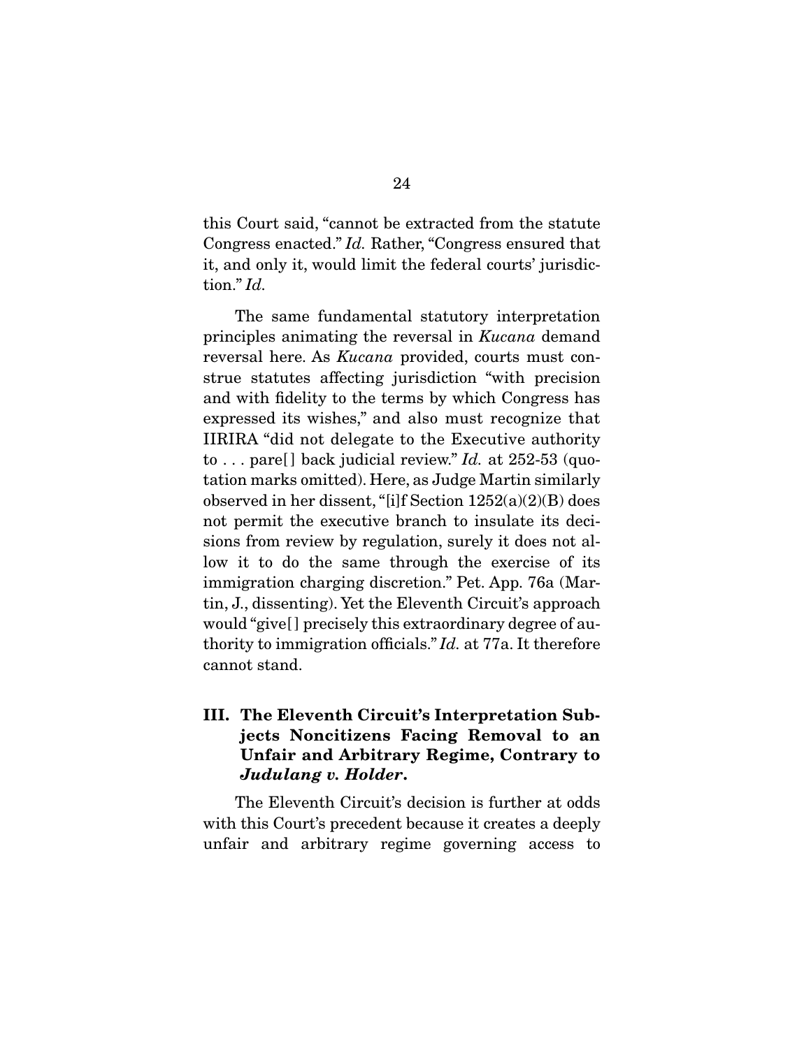this Court said, "cannot be extracted from the statute Congress enacted." *Id.* Rather, "Congress ensured that it, and only it, would limit the federal courts' jurisdiction." *Id.*

The same fundamental statutory interpretation principles animating the reversal in *Kucana* demand reversal here. As *Kucana* provided, courts must construe statutes affecting jurisdiction "with precision and with fidelity to the terms by which Congress has expressed its wishes," and also must recognize that IIRIRA "did not delegate to the Executive authority to . . . pare[] back judicial review." *Id.* at 252-53 (quotation marks omitted). Here, as Judge Martin similarly observed in her dissent, "[i]f Section 1252(a)(2)(B) does not permit the executive branch to insulate its decisions from review by regulation, surely it does not allow it to do the same through the exercise of its immigration charging discretion." Pet. App. 76a (Martin, J., dissenting). Yet the Eleventh Circuit's approach would "give[] precisely this extraordinary degree of authority to immigration officials." *Id.* at 77a. It therefore cannot stand.

## III. The Eleventh Circuit's Interpretation Subjects Noncitizens Facing Removal to an Unfair and Arbitrary Regime, Contrary to *Judulang v. Holder*.

The Eleventh Circuit's decision is further at odds with this Court's precedent because it creates a deeply unfair and arbitrary regime governing access to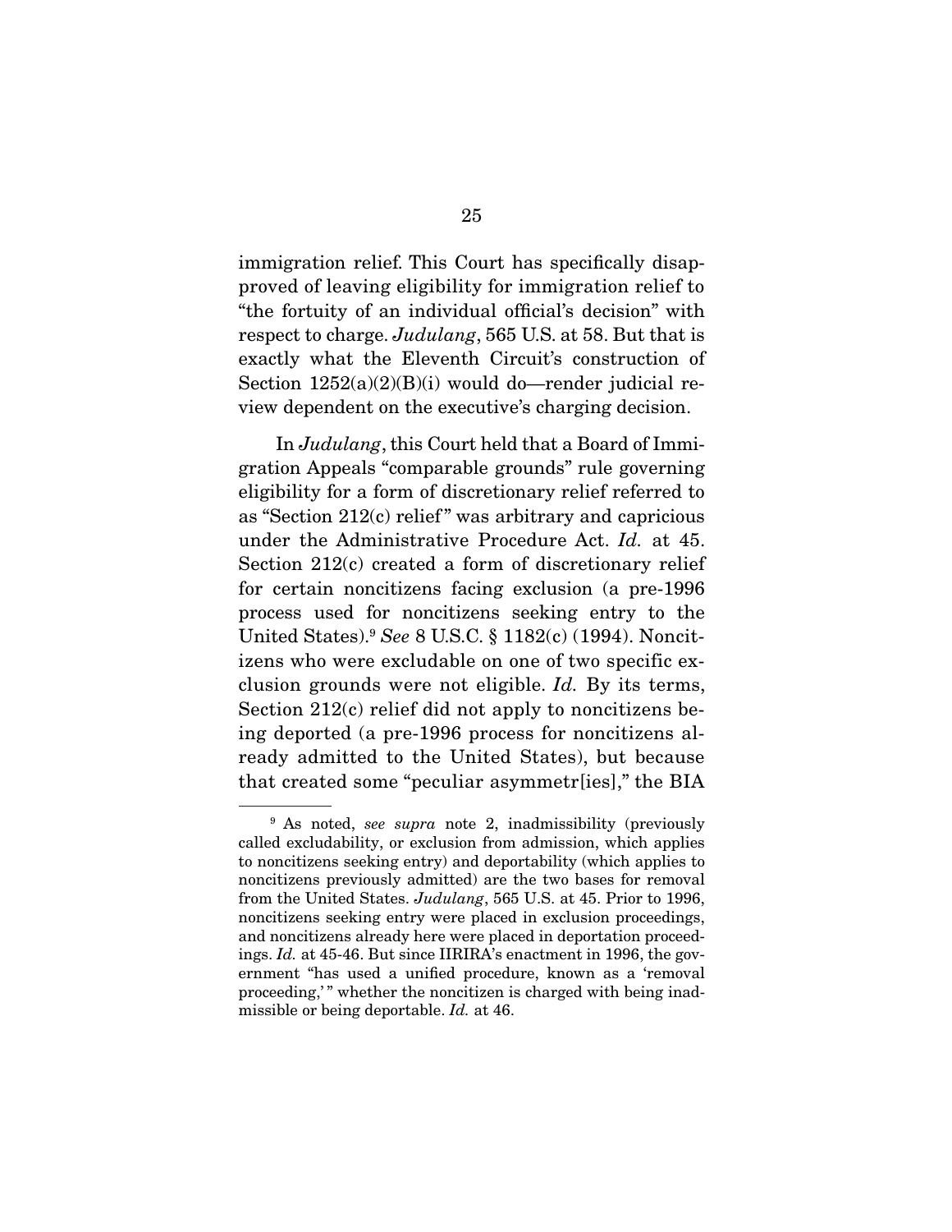immigration relief. This Court has specifically disapproved of leaving eligibility for immigration relief to "the fortuity of an individual official's decision" with respect to charge. *Judulang*, 565 U.S. at 58. But that is exactly what the Eleventh Circuit's construction of Section 1252(a)(2)(B)(i) would do—render judicial review dependent on the executive's charging decision.

In *Judulang*, this Court held that a Board of Immigration Appeals "comparable grounds" rule governing eligibility for a form of discretionary relief referred to as "Section 212(c) relief" was arbitrary and capricious under the Administrative Procedure Act. *Id.* at 45. Section 212(c) created a form of discretionary relief for certain noncitizens facing exclusion (a pre-1996 process used for noncitizens seeking entry to the United States).[9] *See* 8 U.S.C. § 1182(c) (1994). Noncitizens who were excludable on one of two specific exclusion grounds were not eligible. *Id.* By its terms, Section 212(c) relief did not apply to noncitizens being deported (a pre-1996 process for noncitizens already admitted to the United States), but because that created some "peculiar asymmetr[ies]," the BIA

---

[9] As noted, *see supra* note 2, inadmissibility (previously called excludability, or exclusion from admission, which applies to noncitizens seeking entry) and deportability (which applies to noncitizens previously admitted) are the two bases for removal from the United States. *Judulang*, 565 U.S. at 45. Prior to 1996, noncitizens seeking entry were placed in exclusion proceedings, and noncitizens already here were placed in deportation proceedings. *Id.* at 45-46. But since IIRIRA's enactment in 1996, the government "has used a unified procedure, known as a 'removal proceeding,'" whether the noncitizen is charged with being inadmissible or being deportable. *Id.* at 46.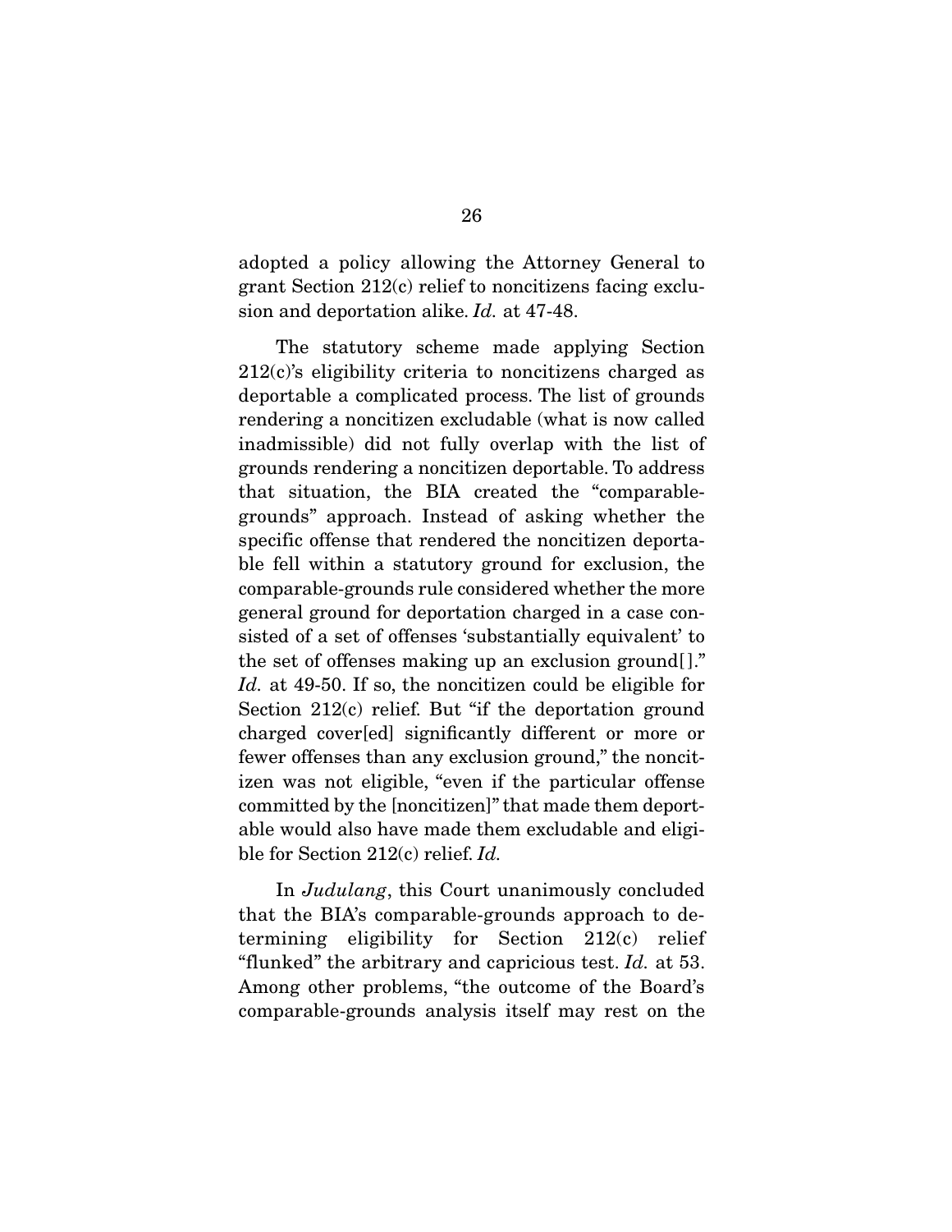adopted a policy allowing the Attorney General to grant Section 212(c) relief to noncitizens facing exclusion and deportation alike. *Id.* at 47-48.

The statutory scheme made applying Section 212(c)'s eligibility criteria to noncitizens charged as deportable a complicated process. The list of grounds rendering a noncitizen excludable (what is now called inadmissible) did not fully overlap with the list of grounds rendering a noncitizen deportable. To address that situation, the BIA created the "comparable-grounds" approach. Instead of asking whether the specific offense that rendered the noncitizen deportable fell within a statutory ground for exclusion, the comparable-grounds rule considered whether the more general ground for deportation charged in a case consisted of a set of offenses 'substantially equivalent' to the set of offenses making up an exclusion ground[]." *Id.* at 49-50. If so, the noncitizen could be eligible for Section 212(c) relief. But "if the deportation ground charged cover[ed] significantly different or more or fewer offenses than any exclusion ground," the noncitizen was not eligible, "even if the particular offense committed by the [noncitizen]" that made them deportable would also have made them excludable and eligible for Section 212(c) relief. *Id.*

In *Judulang*, this Court unanimously concluded that the BIA's comparable-grounds approach to determining eligibility for Section 212(c) relief "flunked" the arbitrary and capricious test. *Id.* at 53. Among other problems, "the outcome of the Board's comparable-grounds analysis itself may rest on the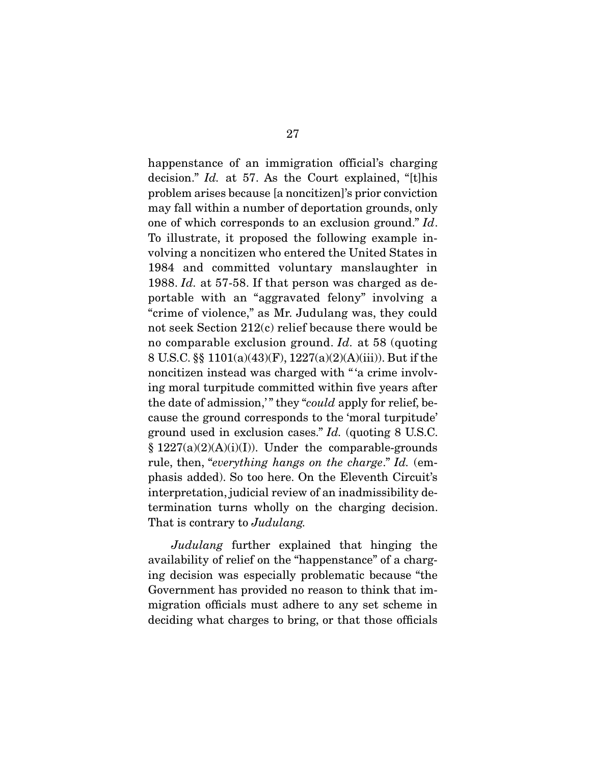happenstance of an immigration official's charging decision." *Id.* at 57. As the Court explained, "[t]his problem arises because [a noncitizen]'s prior conviction may fall within a number of deportation grounds, only one of which corresponds to an exclusion ground." *Id*. To illustrate, it proposed the following example involving a noncitizen who entered the United States in 1984 and committed voluntary manslaughter in 1988. *Id.* at 57-58. If that person was charged as deportable with an "aggravated felony" involving a "crime of violence," as Mr. Judulang was, they could not seek Section 212(c) relief because there would be no comparable exclusion ground. *Id.* at 58 (quoting 8 U.S.C. §§ 1101(a)(43)(F), 1227(a)(2)(A)(iii)). But if the noncitizen instead was charged with "'a crime involving moral turpitude committed within five years after the date of admission,'" they "*could* apply for relief, because the ground corresponds to the 'moral turpitude' ground used in exclusion cases." *Id.* (quoting 8 U.S.C. § 1227(a)(2)(A)(i)(I)). Under the comparable-grounds rule, then, "*everything hangs on the charge*." *Id.* (emphasis added). So too here. On the Eleventh Circuit's interpretation, judicial review of an inadmissibility determination turns wholly on the charging decision. That is contrary to *Judulang.*

*Judulang* further explained that hinging the availability of relief on the "happenstance" of a charging decision was especially problematic because "the Government has provided no reason to think that immigration officials must adhere to any set scheme in deciding what charges to bring, or that those officials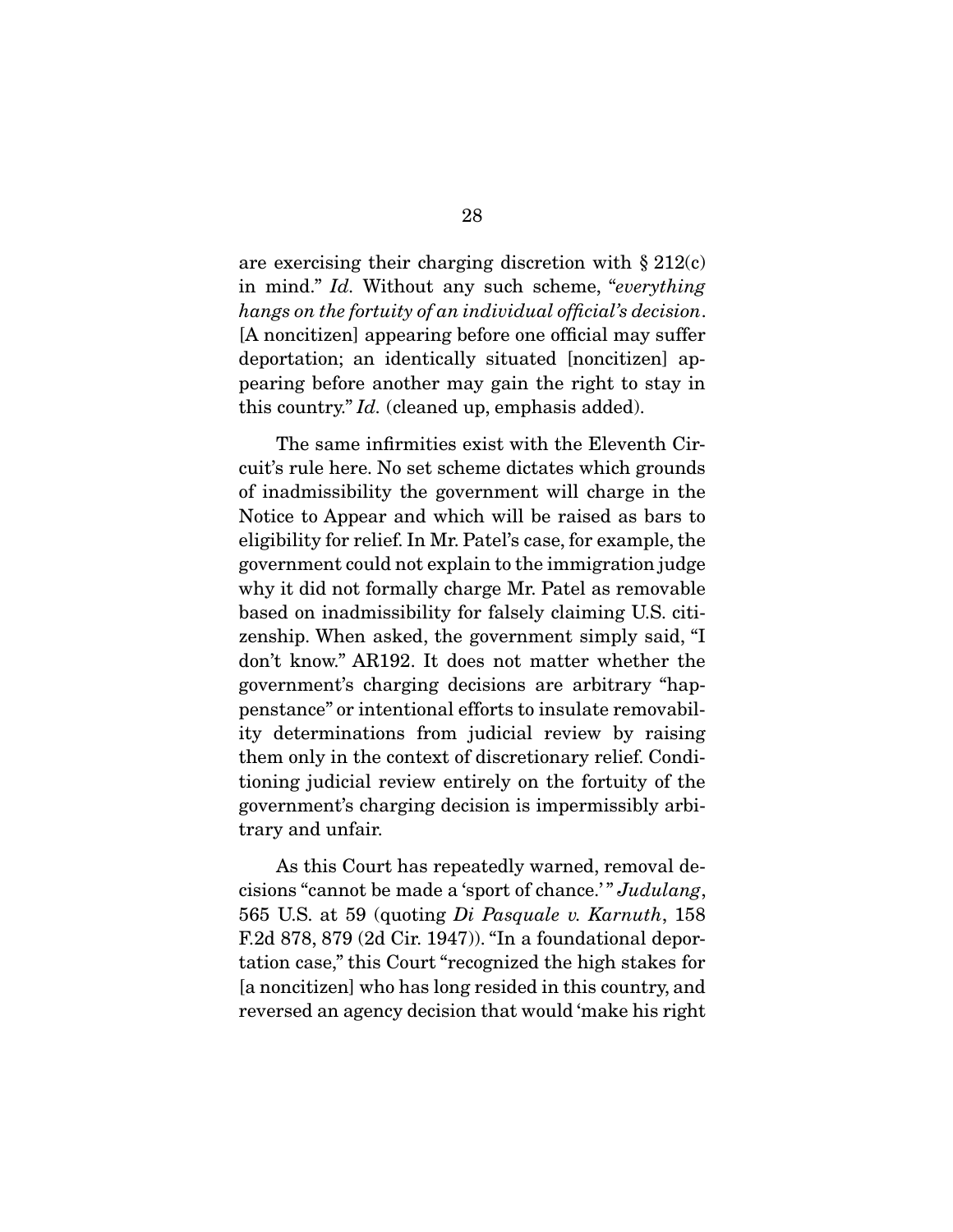are exercising their charging discretion with § 212(c) in mind." *Id.* Without any such scheme, "*everything hangs on the fortuity of an individual official's decision*. [A noncitizen] appearing before one official may suffer deportation; an identically situated [noncitizen] appearing before another may gain the right to stay in this country." *Id.* (cleaned up, emphasis added).

The same infirmities exist with the Eleventh Circuit's rule here. No set scheme dictates which grounds of inadmissibility the government will charge in the Notice to Appear and which will be raised as bars to eligibility for relief. In Mr. Patel's case, for example, the government could not explain to the immigration judge why it did not formally charge Mr. Patel as removable based on inadmissibility for falsely claiming U.S. citizenship. When asked, the government simply said, "I don't know." AR192. It does not matter whether the government's charging decisions are arbitrary "happenstance" or intentional efforts to insulate removability determinations from judicial review by raising them only in the context of discretionary relief. Conditioning judicial review entirely on the fortuity of the government's charging decision is impermissibly arbitrary and unfair.

As this Court has repeatedly warned, removal decisions "cannot be made a 'sport of chance.'" *Judulang*, 565 U.S. at 59 (quoting *Di Pasquale v. Karnuth*, 158 F.2d 878, 879 (2d Cir. 1947)). "In a foundational deportation case," this Court "recognized the high stakes for [a noncitizen] who has long resided in this country, and reversed an agency decision that would 'make his right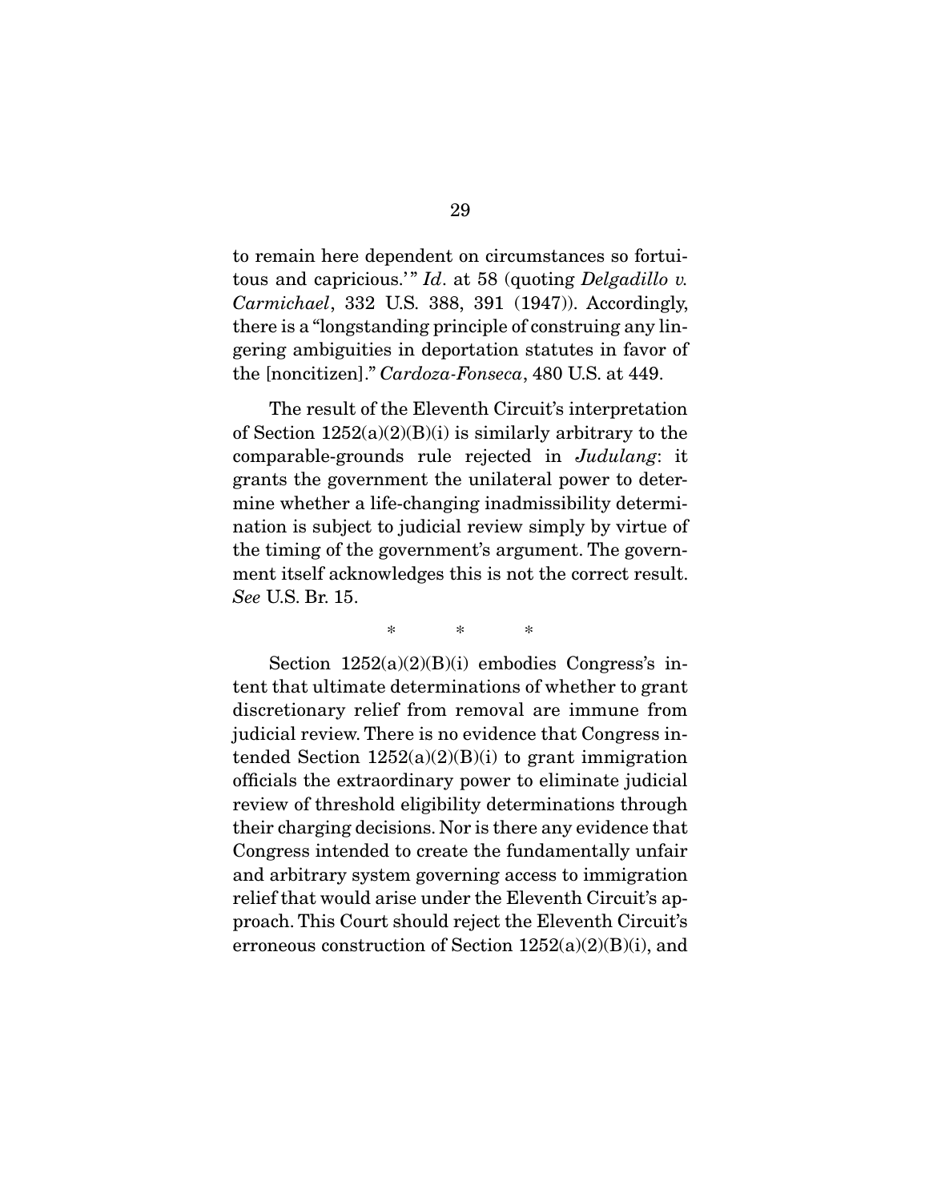to remain here dependent on circumstances so fortuitous and capricious.'" *Id*. at 58 (quoting *Delgadillo v. Carmichael*, 332 U.S. 388, 391 (1947)). Accordingly, there is a "longstanding principle of construing any lingering ambiguities in deportation statutes in favor of the [noncitizen]." *Cardoza-Fonseca*, 480 U.S. at 449.

The result of the Eleventh Circuit's interpretation of Section 1252(a)(2)(B)(i) is similarly arbitrary to the comparable-grounds rule rejected in *Judulang*: it grants the government the unilateral power to determine whether a life-changing inadmissibility determination is subject to judicial review simply by virtue of the timing of the government's argument. The government itself acknowledges this is not the correct result. *See* U.S. Br. 15.

\* \* \*

Section 1252(a)(2)(B)(i) embodies Congress's intent that ultimate determinations of whether to grant discretionary relief from removal are immune from judicial review. There is no evidence that Congress intended Section 1252(a)(2)(B)(i) to grant immigration officials the extraordinary power to eliminate judicial review of threshold eligibility determinations through their charging decisions. Nor is there any evidence that Congress intended to create the fundamentally unfair and arbitrary system governing access to immigration relief that would arise under the Eleventh Circuit's approach. This Court should reject the Eleventh Circuit's erroneous construction of Section 1252(a)(2)(B)(i), and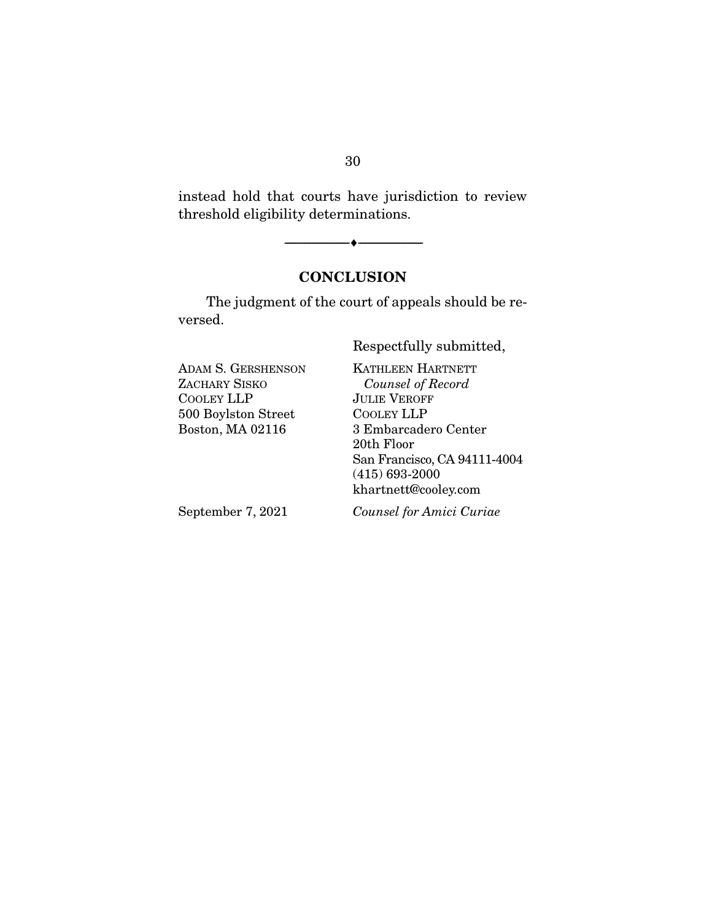instead hold that courts have jurisdiction to review threshold eligibility determinations.

---

## CONCLUSION

The judgment of the court of appeals should be reversed.

Respectfully submitted,

ADAM S. GERSHENSON
ZACHARY SISKO
COOLEY LLP
500 Boylston Street
Boston, MA 02116

KATHLEEN HARTNETT
*Counsel of Record*
JULIE VEROFF
COOLEY LLP
3 Embarcadero Center
20th Floor
San Francisco, CA 94111-4004
(415) 693-2000
khartnett@cooley.com

September 7, 2021

*Counsel for Amici Curiae*